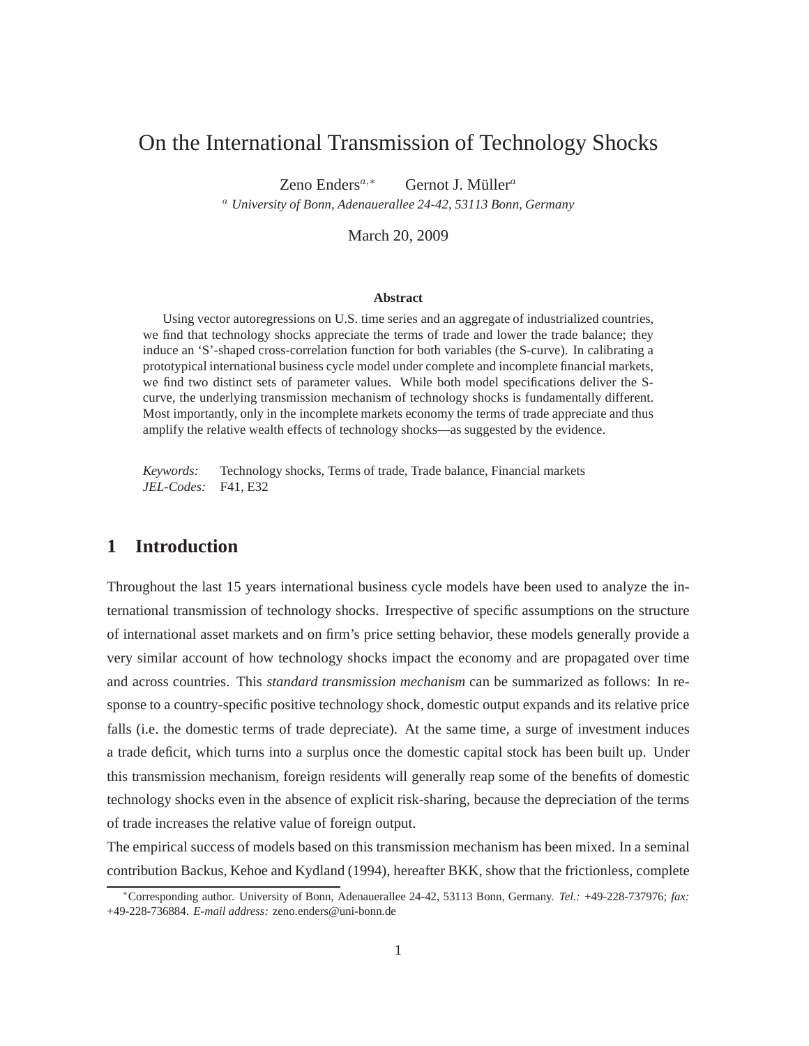# On the International Transmission of Technology Shocks

Zeno Enders[a,*] Gernot J. Müller[a]

[a] *University of Bonn, Adenauerallee 24-42, 53113 Bonn, Germany*

March 20, 2009

### Abstract

Using vector autoregressions on U.S. time series and an aggregate of industrialized countries, we find that technology shocks appreciate the terms of trade and lower the trade balance; they induce an 'S'-shaped cross-correlation function for both variables (the S-curve). In calibrating a prototypical international business cycle model under complete and incomplete financial markets, we find two distinct sets of parameter values. While both model specifications deliver the S-curve, the underlying transmission mechanism of technology shocks is fundamentally different. Most importantly, only in the incomplete markets economy the terms of trade appreciate and thus amplify the relative wealth effects of technology shocks—as suggested by the evidence.

*Keywords:* Technology shocks, Terms of trade, Trade balance, Financial markets
*JEL-Codes:* F41, E32

## 1 Introduction

Throughout the last 15 years international business cycle models have been used to analyze the international transmission of technology shocks. Irrespective of specific assumptions on the structure of international asset markets and on firm's price setting behavior, these models generally provide a very similar account of how technology shocks impact the economy and are propagated over time and across countries. This *standard transmission mechanism* can be summarized as follows: In response to a country-specific positive technology shock, domestic output expands and its relative price falls (i.e. the domestic terms of trade depreciate). At the same time, a surge of investment induces a trade deficit, which turns into a surplus once the domestic capital stock has been built up. Under this transmission mechanism, foreign residents will generally reap some of the benefits of domestic technology shocks even in the absence of explicit risk-sharing, because the depreciation of the terms of trade increases the relative value of foreign output.

The empirical success of models based on this transmission mechanism has been mixed. In a seminal contribution Backus, Kehoe and Kydland (1994), hereafter BKK, show that the frictionless, complete

*Corresponding author. University of Bonn, Adenauerallee 24-42, 53113 Bonn, Germany. *Tel.:* +49-228-737976; *fax:* +49-228-736884. *E-mail address:* zeno.enders@uni-bonn.de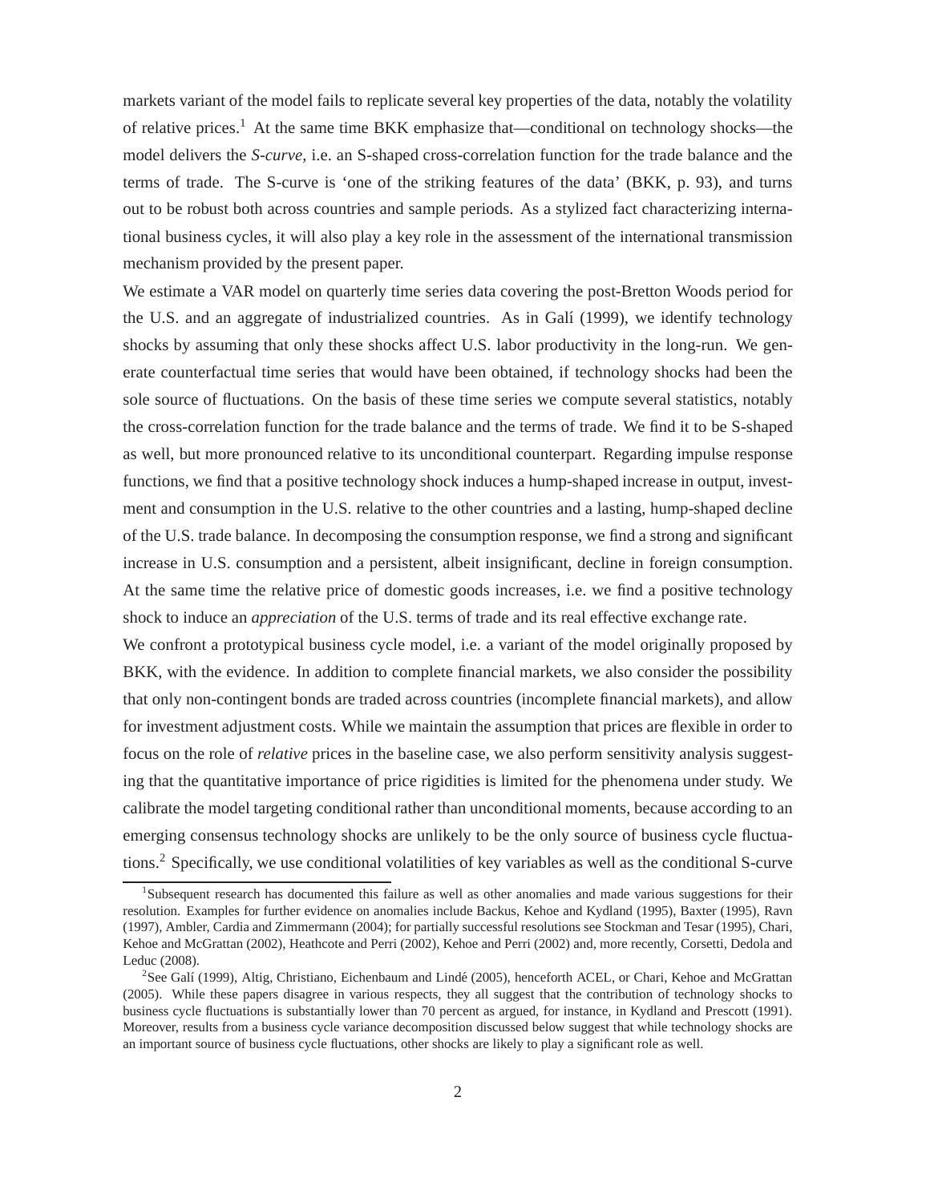markets variant of the model fails to replicate several key properties of the data, notably the volatility of relative prices.[1] At the same time BKK emphasize that—conditional on technology shocks—the model delivers the *S-curve*, i.e. an S-shaped cross-correlation function for the trade balance and the terms of trade. The S-curve is 'one of the striking features of the data' (BKK, p. 93), and turns out to be robust both across countries and sample periods. As a stylized fact characterizing international business cycles, it will also play a key role in the assessment of the international transmission mechanism provided by the present paper.

We estimate a VAR model on quarterly time series data covering the post-Bretton Woods period for the U.S. and an aggregate of industrialized countries. As in Galí (1999), we identify technology shocks by assuming that only these shocks affect U.S. labor productivity in the long-run. We generate counterfactual time series that would have been obtained, if technology shocks had been the sole source of fluctuations. On the basis of these time series we compute several statistics, notably the cross-correlation function for the trade balance and the terms of trade. We find it to be S-shaped as well, but more pronounced relative to its unconditional counterpart. Regarding impulse response functions, we find that a positive technology shock induces a hump-shaped increase in output, investment and consumption in the U.S. relative to the other countries and a lasting, hump-shaped decline of the U.S. trade balance. In decomposing the consumption response, we find a strong and significant increase in U.S. consumption and a persistent, albeit insignificant, decline in foreign consumption. At the same time the relative price of domestic goods increases, i.e. we find a positive technology shock to induce an *appreciation* of the U.S. terms of trade and its real effective exchange rate.

We confront a prototypical business cycle model, i.e. a variant of the model originally proposed by BKK, with the evidence. In addition to complete financial markets, we also consider the possibility that only non-contingent bonds are traded across countries (incomplete financial markets), and allow for investment adjustment costs. While we maintain the assumption that prices are flexible in order to focus on the role of *relative* prices in the baseline case, we also perform sensitivity analysis suggesting that the quantitative importance of price rigidities is limited for the phenomena under study. We calibrate the model targeting conditional rather than unconditional moments, because according to an emerging consensus technology shocks are unlikely to be the only source of business cycle fluctuations.[2] Specifically, we use conditional volatilities of key variables as well as the conditional S-curve

[1] Subsequent research has documented this failure as well as other anomalies and made various suggestions for their resolution. Examples for further evidence on anomalies include Backus, Kehoe and Kydland (1995), Baxter (1995), Ravn (1997), Ambler, Cardia and Zimmermann (2004); for partially successful resolutions see Stockman and Tesar (1995), Chari, Kehoe and McGrattan (2002), Heathcote and Perri (2002), Kehoe and Perri (2002) and, more recently, Corsetti, Dedola and Leduc (2008).

[2] See Galí (1999), Altig, Christiano, Eichenbaum and Lindé (2005), henceforth ACEL, or Chari, Kehoe and McGrattan (2005). While these papers disagree in various respects, they all suggest that the contribution of technology shocks to business cycle fluctuations is substantially lower than 70 percent as argued, for instance, in Kydland and Prescott (1991). Moreover, results from a business cycle variance decomposition discussed below suggest that while technology shocks are an important source of business cycle fluctuations, other shocks are likely to play a significant role as well.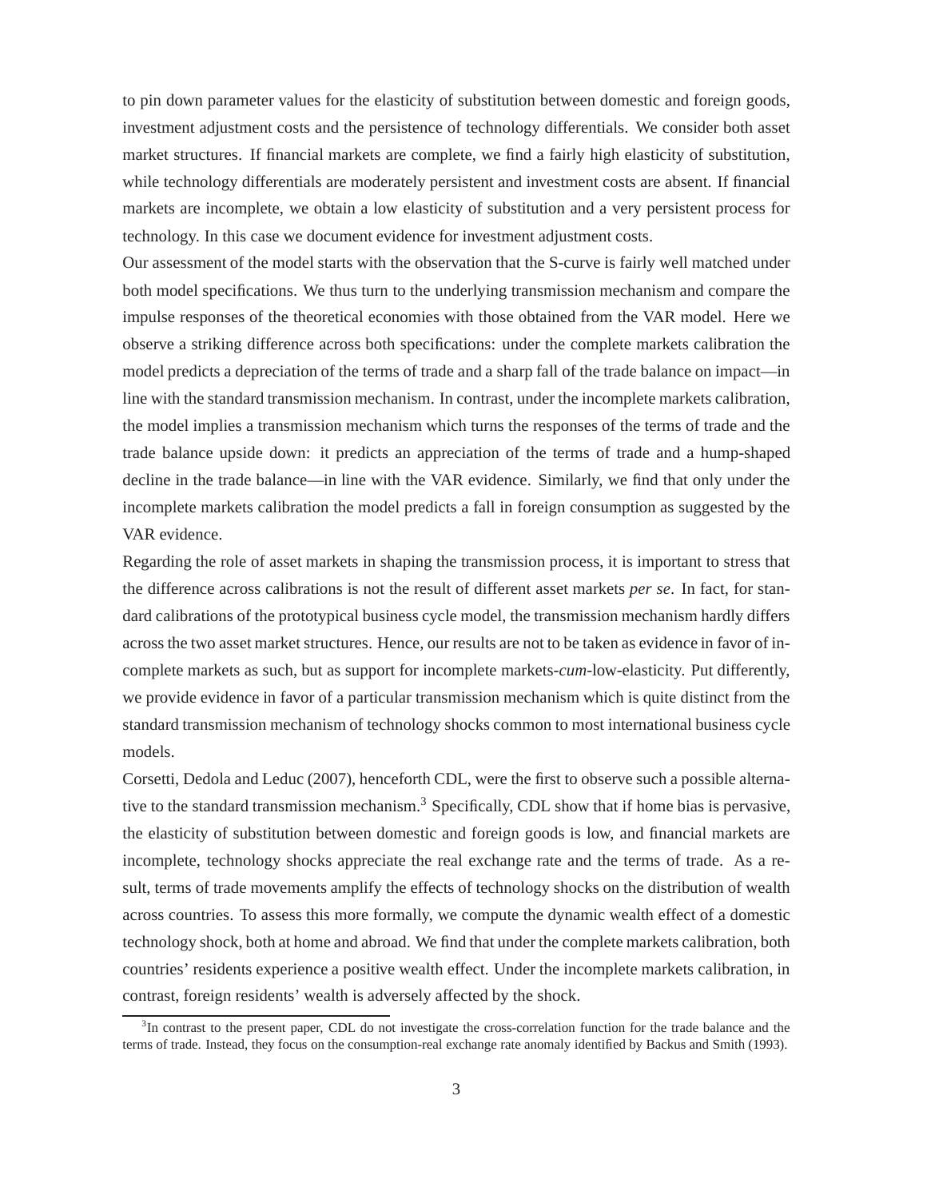to pin down parameter values for the elasticity of substitution between domestic and foreign goods, investment adjustment costs and the persistence of technology differentials. We consider both asset market structures. If financial markets are complete, we find a fairly high elasticity of substitution, while technology differentials are moderately persistent and investment costs are absent. If financial markets are incomplete, we obtain a low elasticity of substitution and a very persistent process for technology. In this case we document evidence for investment adjustment costs.

Our assessment of the model starts with the observation that the S-curve is fairly well matched under both model specifications. We thus turn to the underlying transmission mechanism and compare the impulse responses of the theoretical economies with those obtained from the VAR model. Here we observe a striking difference across both specifications: under the complete markets calibration the model predicts a depreciation of the terms of trade and a sharp fall of the trade balance on impact—in line with the standard transmission mechanism. In contrast, under the incomplete markets calibration, the model implies a transmission mechanism which turns the responses of the terms of trade and the trade balance upside down: it predicts an appreciation of the terms of trade and a hump-shaped decline in the trade balance—in line with the VAR evidence. Similarly, we find that only under the incomplete markets calibration the model predicts a fall in foreign consumption as suggested by the VAR evidence.

Regarding the role of asset markets in shaping the transmission process, it is important to stress that the difference across calibrations is not the result of different asset markets *per se*. In fact, for standard calibrations of the prototypical business cycle model, the transmission mechanism hardly differs across the two asset market structures. Hence, our results are not to be taken as evidence in favor of incomplete markets as such, but as support for incomplete markets-*cum*-low-elasticity. Put differently, we provide evidence in favor of a particular transmission mechanism which is quite distinct from the standard transmission mechanism of technology shocks common to most international business cycle models.

Corsetti, Dedola and Leduc (2007), henceforth CDL, were the first to observe such a possible alternative to the standard transmission mechanism.[3] Specifically, CDL show that if home bias is pervasive, the elasticity of substitution between domestic and foreign goods is low, and financial markets are incomplete, technology shocks appreciate the real exchange rate and the terms of trade. As a result, terms of trade movements amplify the effects of technology shocks on the distribution of wealth across countries. To assess this more formally, we compute the dynamic wealth effect of a domestic technology shock, both at home and abroad. We find that under the complete markets calibration, both countries' residents experience a positive wealth effect. Under the incomplete markets calibration, in contrast, foreign residents' wealth is adversely affected by the shock.

[3] In contrast to the present paper, CDL do not investigate the cross-correlation function for the trade balance and the terms of trade. Instead, they focus on the consumption-real exchange rate anomaly identified by Backus and Smith (1993).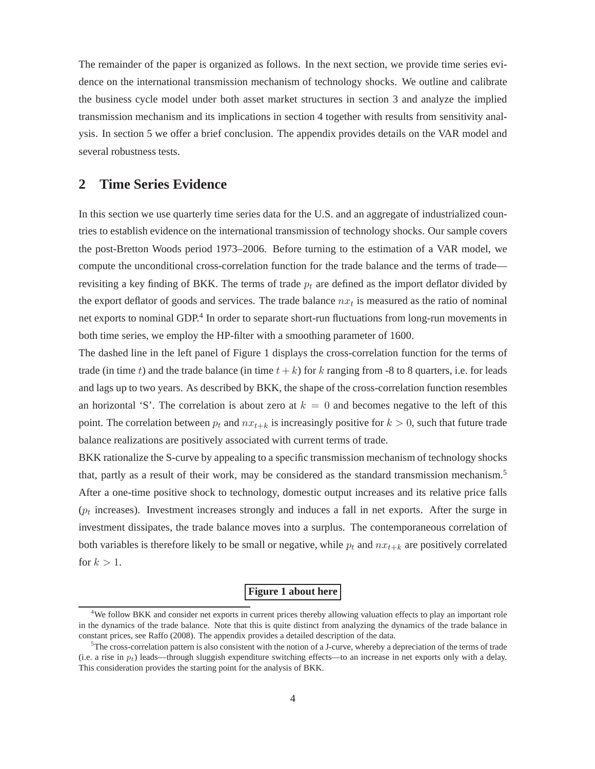The remainder of the paper is organized as follows. In the next section, we provide time series evidence on the international transmission mechanism of technology shocks. We outline and calibrate the business cycle model under both asset market structures in section 3 and analyze the implied transmission mechanism and its implications in section 4 together with results from sensitivity analysis. In section 5 we offer a brief conclusion. The appendix provides details on the VAR model and several robustness tests.

## 2 Time Series Evidence

In this section we use quarterly time series data for the U.S. and an aggregate of industrialized countries to establish evidence on the international transmission of technology shocks. Our sample covers the post-Bretton Woods period 1973–2006. Before turning to the estimation of a VAR model, we compute the unconditional cross-correlation function for the trade balance and the terms of trade—revisiting a key finding of BKK. The terms of trade $p_t$ are defined as the import deflator divided by the export deflator of goods and services. The trade balance $nx_t$ is measured as the ratio of nominal net exports to nominal GDP.[4] In order to separate short-run fluctuations from long-run movements in both time series, we employ the HP-filter with a smoothing parameter of 1600.

The dashed line in the left panel of Figure 1 displays the cross-correlation function for the terms of trade (in time $t$) and the trade balance (in time $t+k$) for $k$ ranging from -8 to 8 quarters, i.e. for leads and lags up to two years. As described by BKK, the shape of the cross-correlation function resembles an horizontal 'S'. The correlation is about zero at $k = 0$ and becomes negative to the left of this point. The correlation between $p_t$ and $nx_{t+k}$ is increasingly positive for $k > 0$, such that future trade balance realizations are positively associated with current terms of trade.

BKK rationalize the S-curve by appealing to a specific transmission mechanism of technology shocks that, partly as a result of their work, may be considered as the standard transmission mechanism.[5] After a one-time positive shock to technology, domestic output increases and its relative price falls ($p_t$ increases). Investment increases strongly and induces a fall in net exports. After the surge in investment dissipates, the trade balance moves into a surplus. The contemporaneous correlation of both variables is therefore likely to be small or negative, while $p_t$ and $nx_{t+k}$ are positively correlated for $k > 1$.

**Figure 1 about here**

[4] We follow BKK and consider net exports in current prices thereby allowing valuation effects to play an important role in the dynamics of the trade balance. Note that this is quite distinct from analyzing the dynamics of the trade balance in constant prices, see Raffo (2008). The appendix provides a detailed description of the data.

[5] The cross-correlation pattern is also consistent with the notion of a J-curve, whereby a depreciation of the terms of trade (i.e. a rise in $p_t$) leads—through sluggish expenditure switching effects—to an increase in net exports only with a delay. This consideration provides the starting point for the analysis of BKK.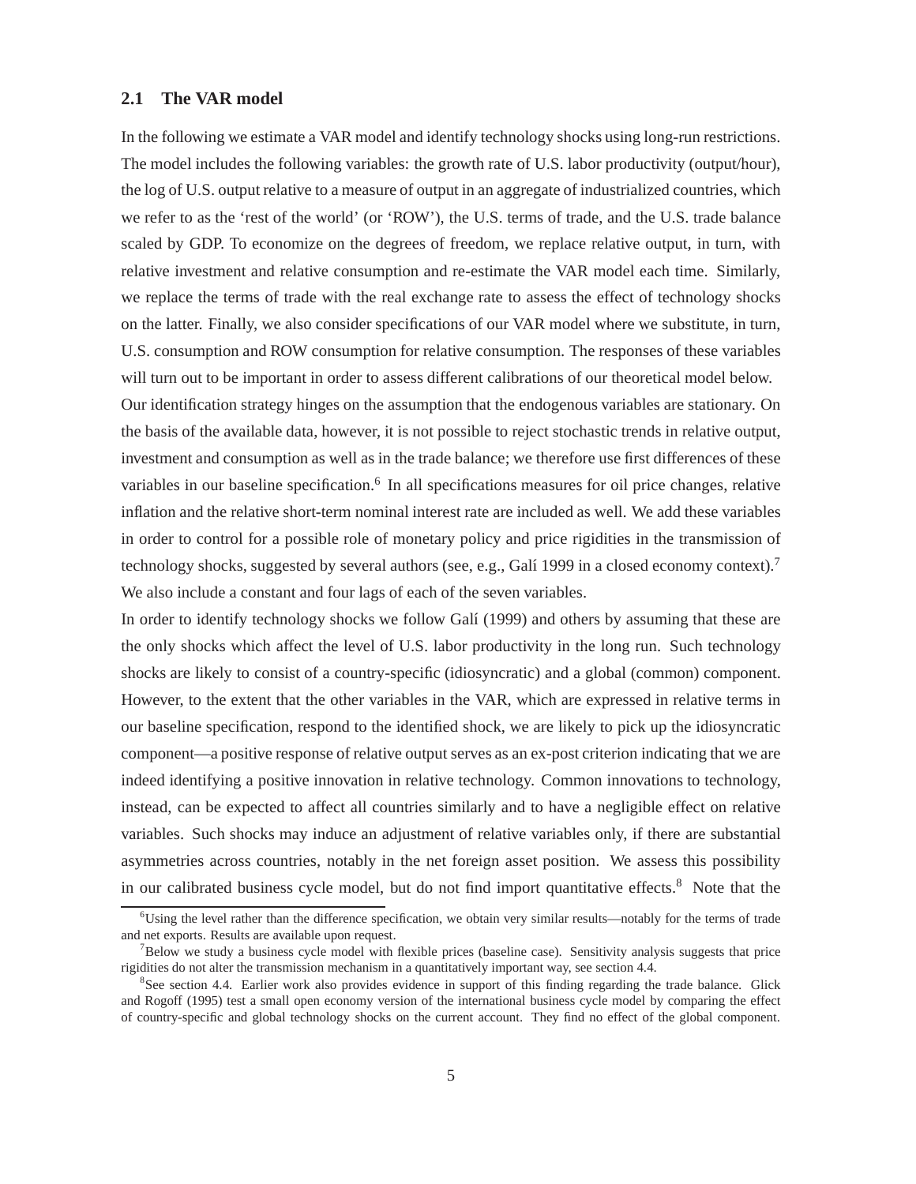### 2.1 The VAR model

In the following we estimate a VAR model and identify technology shocks using long-run restrictions. The model includes the following variables: the growth rate of U.S. labor productivity (output/hour), the log of U.S. output relative to a measure of output in an aggregate of industrialized countries, which we refer to as the 'rest of the world' (or 'ROW'), the U.S. terms of trade, and the U.S. trade balance scaled by GDP. To economize on the degrees of freedom, we replace relative output, in turn, with relative investment and relative consumption and re-estimate the VAR model each time. Similarly, we replace the terms of trade with the real exchange rate to assess the effect of technology shocks on the latter. Finally, we also consider specifications of our VAR model where we substitute, in turn, U.S. consumption and ROW consumption for relative consumption. The responses of these variables will turn out to be important in order to assess different calibrations of our theoretical model below.

Our identification strategy hinges on the assumption that the endogenous variables are stationary. On the basis of the available data, however, it is not possible to reject stochastic trends in relative output, investment and consumption as well as in the trade balance; we therefore use first differences of these variables in our baseline specification.[6] In all specifications measures for oil price changes, relative inflation and the relative short-term nominal interest rate are included as well. We add these variables in order to control for a possible role of monetary policy and price rigidities in the transmission of technology shocks, suggested by several authors (see, e.g., Galí 1999 in a closed economy context).[7] We also include a constant and four lags of each of the seven variables.

In order to identify technology shocks we follow Galí (1999) and others by assuming that these are the only shocks which affect the level of U.S. labor productivity in the long run. Such technology shocks are likely to consist of a country-specific (idiosyncratic) and a global (common) component. However, to the extent that the other variables in the VAR, which are expressed in relative terms in our baseline specification, respond to the identified shock, we are likely to pick up the idiosyncratic component—a positive response of relative output serves as an ex-post criterion indicating that we are indeed identifying a positive innovation in relative technology. Common innovations to technology, instead, can be expected to affect all countries similarly and to have a negligible effect on relative variables. Such shocks may induce an adjustment of relative variables only, if there are substantial asymmetries across countries, notably in the net foreign asset position. We assess this possibility in our calibrated business cycle model, but do not find import quantitative effects.[8] Note that the

---

[6] Using the level rather than the difference specification, we obtain very similar results—notably for the terms of trade and net exports. Results are available upon request.

[7] Below we study a business cycle model with flexible prices (baseline case). Sensitivity analysis suggests that price rigidities do not alter the transmission mechanism in a quantitatively important way, see section 4.4.

[8] See section 4.4. Earlier work also provides evidence in support of this finding regarding the trade balance. Glick and Rogoff (1995) test a small open economy version of the international business cycle model by comparing the effect of country-specific and global technology shocks on the current account. They find no effect of the global component.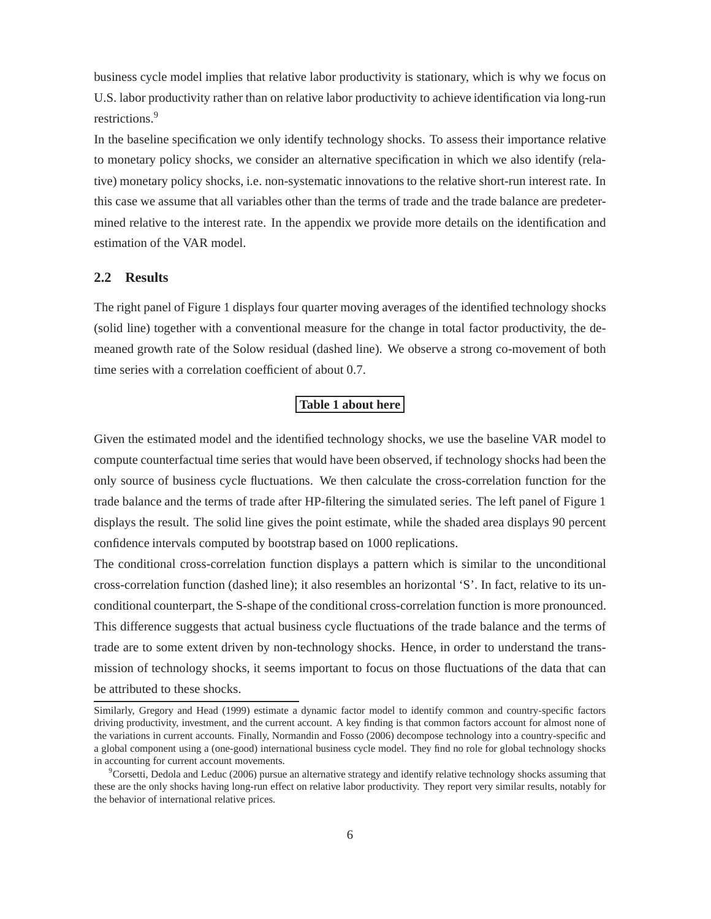business cycle model implies that relative labor productivity is stationary, which is why we focus on U.S. labor productivity rather than on relative labor productivity to achieve identification via long-run restrictions.[9]

In the baseline specification we only identify technology shocks. To assess their importance relative to monetary policy shocks, we consider an alternative specification in which we also identify (relative) monetary policy shocks, i.e. non-systematic innovations to the relative short-run interest rate. In this case we assume that all variables other than the terms of trade and the trade balance are predetermined relative to the interest rate. In the appendix we provide more details on the identification and estimation of the VAR model.

## 2.2 Results

The right panel of Figure 1 displays four quarter moving averages of the identified technology shocks (solid line) together with a conventional measure for the change in total factor productivity, the demeaned growth rate of the Solow residual (dashed line). We observe a strong co-movement of both time series with a correlation coefficient of about 0.7.

**Table 1 about here**

Given the estimated model and the identified technology shocks, we use the baseline VAR model to compute counterfactual time series that would have been observed, if technology shocks had been the only source of business cycle fluctuations. We then calculate the cross-correlation function for the trade balance and the terms of trade after HP-filtering the simulated series. The left panel of Figure 1 displays the result. The solid line gives the point estimate, while the shaded area displays 90 percent confidence intervals computed by bootstrap based on 1000 replications.

The conditional cross-correlation function displays a pattern which is similar to the unconditional cross-correlation function (dashed line); it also resembles an horizontal 'S'. In fact, relative to its unconditional counterpart, the S-shape of the conditional cross-correlation function is more pronounced. This difference suggests that actual business cycle fluctuations of the trade balance and the terms of trade are to some extent driven by non-technology shocks. Hence, in order to understand the transmission of technology shocks, it seems important to focus on those fluctuations of the data that can be attributed to these shocks.

Similarly, Gregory and Head (1999) estimate a dynamic factor model to identify common and country-specific factors driving productivity, investment, and the current account. A key finding is that common factors account for almost none of the variations in current accounts. Finally, Normandin and Fosso (2006) decompose technology into a country-specific and a global component using a (one-good) international business cycle model. They find no role for global technology shocks in accounting for current account movements.

[9] Corsetti, Dedola and Leduc (2006) pursue an alternative strategy and identify relative technology shocks assuming that these are the only shocks having long-run effect on relative labor productivity. They report very similar results, notably for the behavior of international relative prices.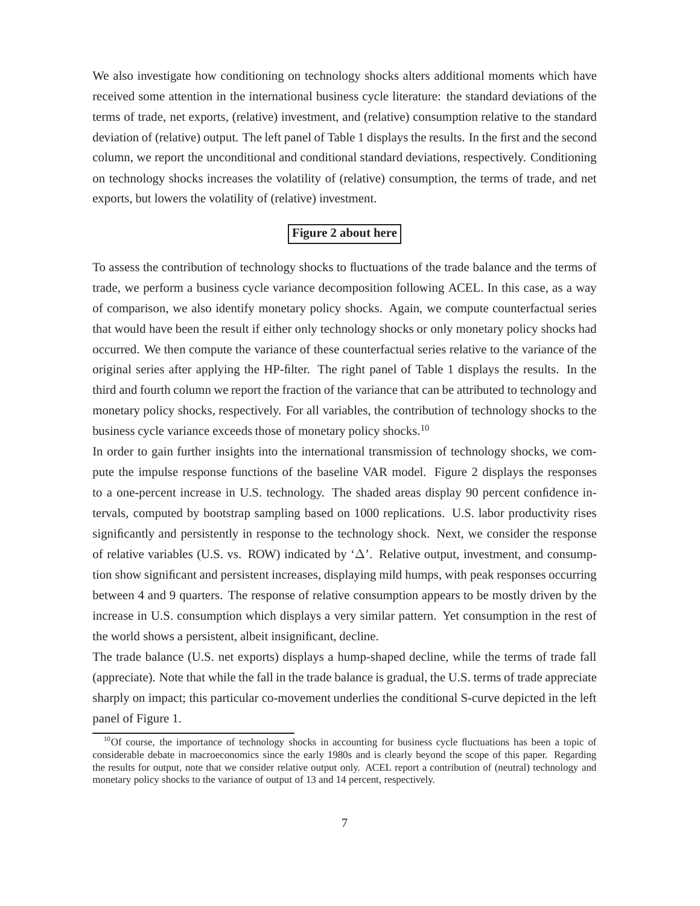We also investigate how conditioning on technology shocks alters additional moments which have received some attention in the international business cycle literature: the standard deviations of the terms of trade, net exports, (relative) investment, and (relative) consumption relative to the standard deviation of (relative) output. The left panel of Table 1 displays the results. In the first and the second column, we report the unconditional and conditional standard deviations, respectively. Conditioning on technology shocks increases the volatility of (relative) consumption, the terms of trade, and net exports, but lowers the volatility of (relative) investment.

**Figure 2 about here**

To assess the contribution of technology shocks to fluctuations of the trade balance and the terms of trade, we perform a business cycle variance decomposition following ACEL. In this case, as a way of comparison, we also identify monetary policy shocks. Again, we compute counterfactual series that would have been the result if either only technology shocks or only monetary policy shocks had occurred. We then compute the variance of these counterfactual series relative to the variance of the original series after applying the HP-filter. The right panel of Table 1 displays the results. In the third and fourth column we report the fraction of the variance that can be attributed to technology and monetary policy shocks, respectively. For all variables, the contribution of technology shocks to the business cycle variance exceeds those of monetary policy shocks.[10]

In order to gain further insights into the international transmission of technology shocks, we compute the impulse response functions of the baseline VAR model. Figure 2 displays the responses to a one-percent increase in U.S. technology. The shaded areas display 90 percent confidence intervals, computed by bootstrap sampling based on 1000 replications. U.S. labor productivity rises significantly and persistently in response to the technology shock. Next, we consider the response of relative variables (U.S. vs. ROW) indicated by '$\Delta$'. Relative output, investment, and consumption show significant and persistent increases, displaying mild humps, with peak responses occurring between 4 and 9 quarters. The response of relative consumption appears to be mostly driven by the increase in U.S. consumption which displays a very similar pattern. Yet consumption in the rest of the world shows a persistent, albeit insignificant, decline.

The trade balance (U.S. net exports) displays a hump-shaped decline, while the terms of trade fall (appreciate). Note that while the fall in the trade balance is gradual, the U.S. terms of trade appreciate sharply on impact; this particular co-movement underlies the conditional S-curve depicted in the left panel of Figure 1.

[10] Of course, the importance of technology shocks in accounting for business cycle fluctuations has been a topic of considerable debate in macroeconomics since the early 1980s and is clearly beyond the scope of this paper. Regarding the results for output, note that we consider relative output only. ACEL report a contribution of (neutral) technology and monetary policy shocks to the variance of output of 13 and 14 percent, respectively.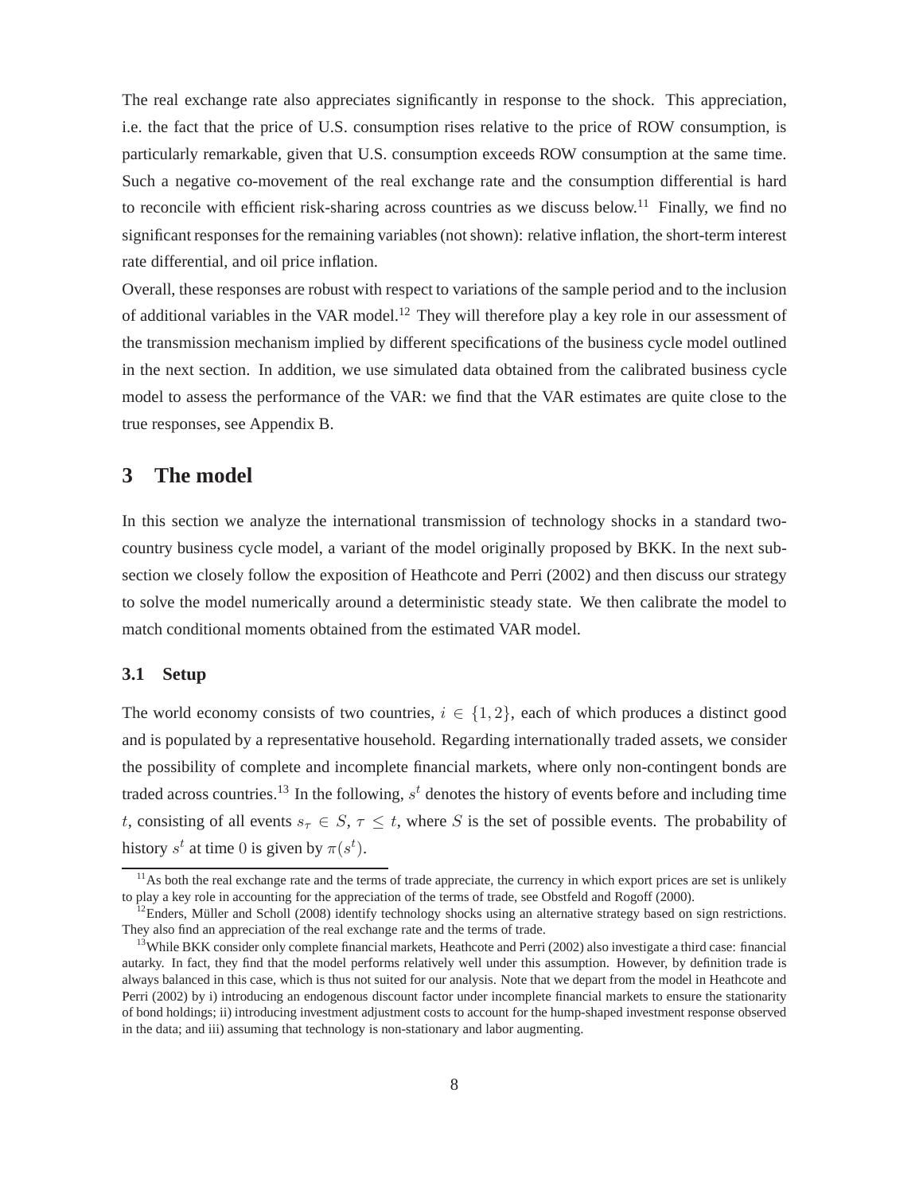The real exchange rate also appreciates significantly in response to the shock. This appreciation, i.e. the fact that the price of U.S. consumption rises relative to the price of ROW consumption, is particularly remarkable, given that U.S. consumption exceeds ROW consumption at the same time. Such a negative co-movement of the real exchange rate and the consumption differential is hard to reconcile with efficient risk-sharing across countries as we discuss below.[11] Finally, we find no significant responses for the remaining variables (not shown): relative inflation, the short-term interest rate differential, and oil price inflation.

Overall, these responses are robust with respect to variations of the sample period and to the inclusion of additional variables in the VAR model.[12] They will therefore play a key role in our assessment of the transmission mechanism implied by different specifications of the business cycle model outlined in the next section. In addition, we use simulated data obtained from the calibrated business cycle model to assess the performance of the VAR: we find that the VAR estimates are quite close to the true responses, see Appendix B.

# 3 The model

In this section we analyze the international transmission of technology shocks in a standard two-country business cycle model, a variant of the model originally proposed by BKK. In the next subsection we closely follow the exposition of Heathcote and Perri (2002) and then discuss our strategy to solve the model numerically around a deterministic steady state. We then calibrate the model to match conditional moments obtained from the estimated VAR model.

## 3.1 Setup

The world economy consists of two countries, $i \in \{1, 2\}$, each of which produces a distinct good and is populated by a representative household. Regarding internationally traded assets, we consider the possibility of complete and incomplete financial markets, where only non-contingent bonds are traded across countries.[13] In the following, $s^t$ denotes the history of events before and including time $t$, consisting of all events $s_\tau \in S$, $\tau \leq t$, where $S$ is the set of possible events. The probability of history $s^t$ at time $0$ is given by $\pi(s^t)$.

[11] As both the real exchange rate and the terms of trade appreciate, the currency in which export prices are set is unlikely to play a key role in accounting for the appreciation of the terms of trade, see Obstfeld and Rogoff (2000).

[12] Enders, Müller and Scholl (2008) identify technology shocks using an alternative strategy based on sign restrictions. They also find an appreciation of the real exchange rate and the terms of trade.

[13] While BKK consider only complete financial markets, Heathcote and Perri (2002) also investigate a third case: financial autarky. In fact, they find that the model performs relatively well under this assumption. However, by definition trade is always balanced in this case, which is thus not suited for our analysis. Note that we depart from the model in Heathcote and Perri (2002) by i) introducing an endogenous discount factor under incomplete financial markets to ensure the stationarity of bond holdings; ii) introducing investment adjustment costs to account for the hump-shaped investment response observed in the data; and iii) assuming that technology is non-stationary and labor augmenting.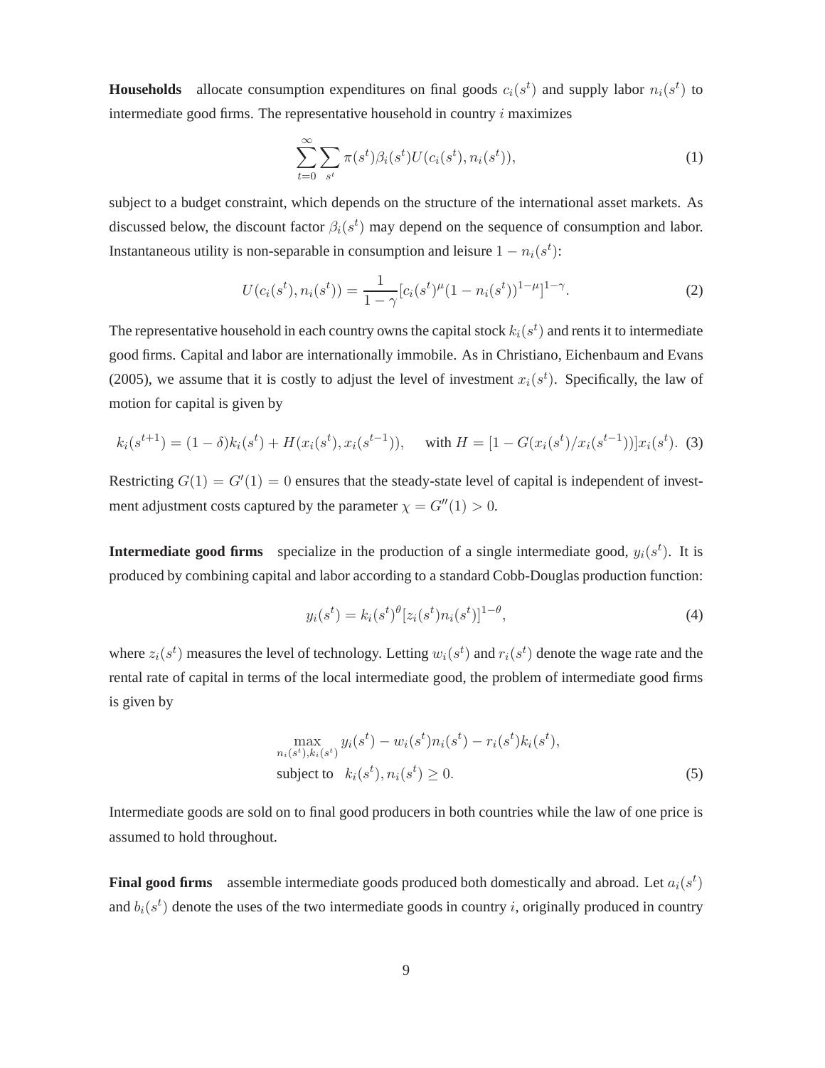**Households** allocate consumption expenditures on final goods $c_i(s^t)$ and supply labor $n_i(s^t)$ to intermediate good firms. The representative household in country $i$ maximizes

$$\sum_{t=0}^{\infty} \sum_{s^t} \pi(s^t) \beta_i(s^t) U(c_i(s^t), n_i(s^t)), \tag{1}$$

subject to a budget constraint, which depends on the structure of the international asset markets. As discussed below, the discount factor $\beta_i(s^t)$ may depend on the sequence of consumption and labor. Instantaneous utility is non-separable in consumption and leisure $1 - n_i(s^t)$:

$$U(c_i(s^t), n_i(s^t)) = \frac{1}{1-\gamma}[c_i(s^t)^{\mu}(1 - n_i(s^t))^{1-\mu}]^{1-\gamma}. \tag{2}$$

The representative household in each country owns the capital stock $k_i(s^t)$ and rents it to intermediate good firms. Capital and labor are internationally immobile. As in Christiano, Eichenbaum and Evans (2005), we assume that it is costly to adjust the level of investment $x_i(s^t)$. Specifically, the law of motion for capital is given by

$$k_i(s^{t+1}) = (1-\delta)k_i(s^t) + H(x_i(s^t), x_i(s^{t-1})), \quad \text{ with } H = [1 - G(x_i(s^t)/x_i(s^{t-1}))]x_i(s^t). \tag{3}$$

Restricting $G(1) = G'(1) = 0$ ensures that the steady-state level of capital is independent of investment adjustment costs captured by the parameter $\chi = G''(1) > 0$.

**Intermediate good firms** specialize in the production of a single intermediate good, $y_i(s^t)$. It is produced by combining capital and labor according to a standard Cobb-Douglas production function:

$$y_i(s^t) = k_i(s^t)^{\theta}[z_i(s^t)n_i(s^t)]^{1-\theta}, \tag{4}$$

where $z_i(s^t)$ measures the level of technology. Letting $w_i(s^t)$ and $r_i(s^t)$ denote the wage rate and the rental rate of capital in terms of the local intermediate good, the problem of intermediate good firms is given by

$$\begin{aligned} &\max_{n_i(s^t), k_i(s^t)} y_i(s^t) - w_i(s^t)n_i(s^t) - r_i(s^t)k_i(s^t), \\ &\text{subject to} \quad k_i(s^t), n_i(s^t) \geq 0. \end{aligned} \tag{5}$$

Intermediate goods are sold on to final good producers in both countries while the law of one price is assumed to hold throughout.

**Final good firms** assemble intermediate goods produced both domestically and abroad. Let $a_i(s^t)$ and $b_i(s^t)$ denote the uses of the two intermediate goods in country $i$, originally produced in country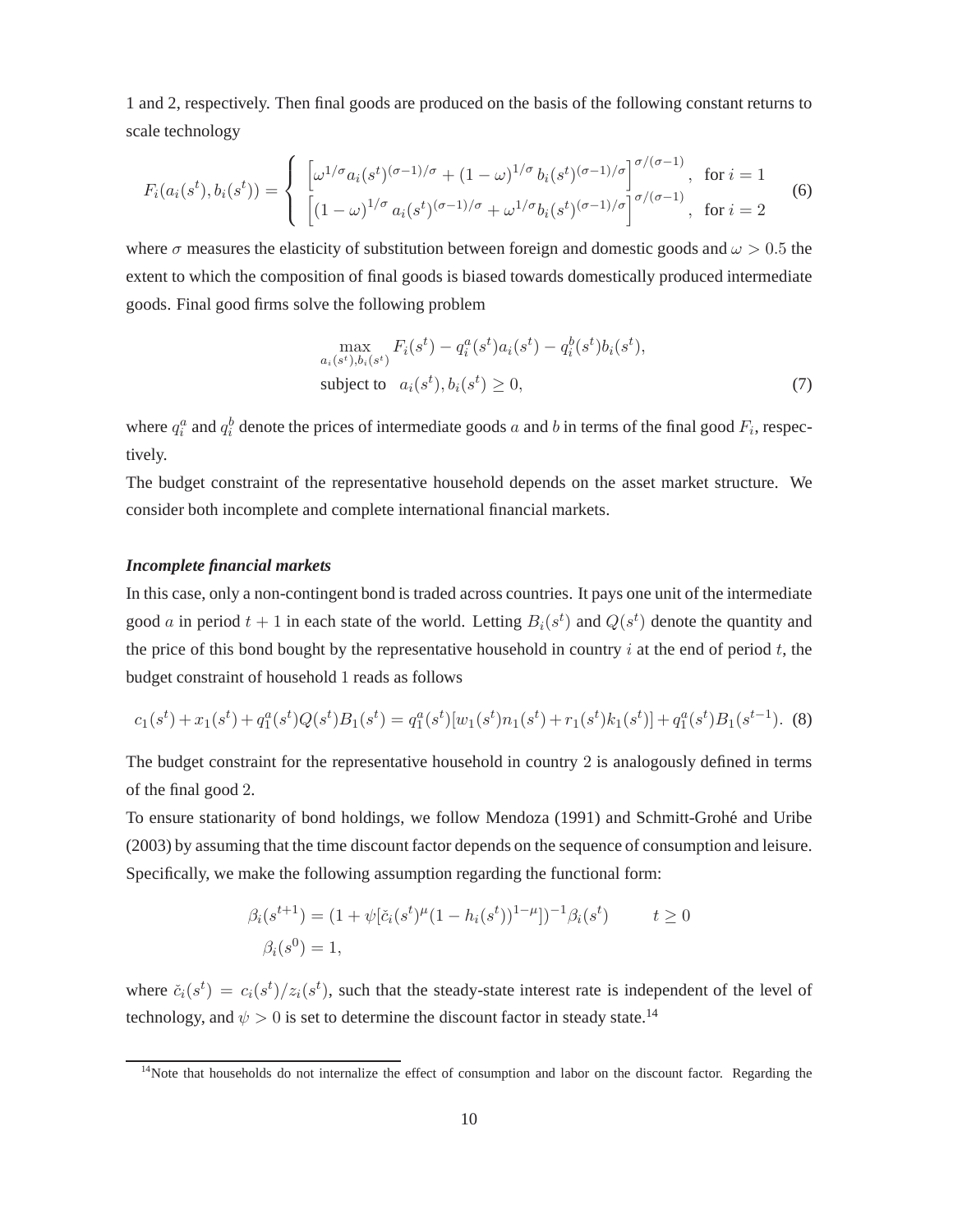1 and 2, respectively. Then final goods are produced on the basis of the following constant returns to scale technology

$$
F_i(a_i(s^t), b_i(s^t)) = \begin{cases} \left[\omega^{1/\sigma} a_i(s^t)^{(\sigma-1)/\sigma} + (1-\omega)^{1/\sigma} b_i(s^t)^{(\sigma-1)/\sigma}\right]^{\sigma/(\sigma-1)}, & \text{for } i = 1 \\ \left[(1-\omega)^{1/\sigma} a_i(s^t)^{(\sigma-1)/\sigma} + \omega^{1/\sigma} b_i(s^t)^{(\sigma-1)/\sigma}\right]^{\sigma/(\sigma-1)}, & \text{for } i = 2 \end{cases} \tag{6}
$$

where $\sigma$ measures the elasticity of substitution between foreign and domestic goods and $\omega > 0.5$ the extent to which the composition of final goods is biased towards domestically produced intermediate goods. Final good firms solve the following problem

$$
\begin{aligned}
&\max_{a_i(s^t), b_i(s^t)} F_i(s^t) - q_i^a(s^t) a_i(s^t) - q_i^b(s^t) b_i(s^t), \\
&\text{subject to} \quad a_i(s^t), b_i(s^t) \geq 0,
\end{aligned} \tag{7}
$$

where $q_i^a$ and $q_i^b$ denote the prices of intermediate goods $a$ and $b$ in terms of the final good $F_i$, respectively.

The budget constraint of the representative household depends on the asset market structure. We consider both incomplete and complete international financial markets.

***Incomplete financial markets***

In this case, only a non-contingent bond is traded across countries. It pays one unit of the intermediate good $a$ in period $t+1$ in each state of the world. Letting $B_i(s^t)$ and $Q(s^t)$ denote the quantity and the price of this bond bought by the representative household in country $i$ at the end of period $t$, the budget constraint of household 1 reads as follows

$$
c_1(s^t) + x_1(s^t) + q_1^a(s^t) Q(s^t) B_1(s^t) = q_1^a(s^t)[w_1(s^t) n_1(s^t) + r_1(s^t) k_1(s^t)] + q_1^a(s^t) B_1(s^{t-1}). \tag{8}
$$

The budget constraint for the representative household in country 2 is analogously defined in terms of the final good 2.

To ensure stationarity of bond holdings, we follow Mendoza (1991) and Schmitt-Grohé and Uribe (2003) by assuming that the time discount factor depends on the sequence of consumption and leisure. Specifically, we make the following assumption regarding the functional form:

$$
\begin{aligned}
\beta_i(s^{t+1}) &= (1 + \psi[\check{c}_i(s^t)^{\mu}(1 - h_i(s^t))^{1-\mu}])^{-1} \beta_i(s^t) \qquad t \geq 0 \\
\beta_i(s^0) &= 1,
\end{aligned}
$$

where $\check{c}_i(s^t) = c_i(s^t)/z_i(s^t)$, such that the steady-state interest rate is independent of the level of technology, and $\psi > 0$ is set to determine the discount factor in steady state.[14]

[14]Note that households do not internalize the effect of consumption and labor on the discount factor. Regarding the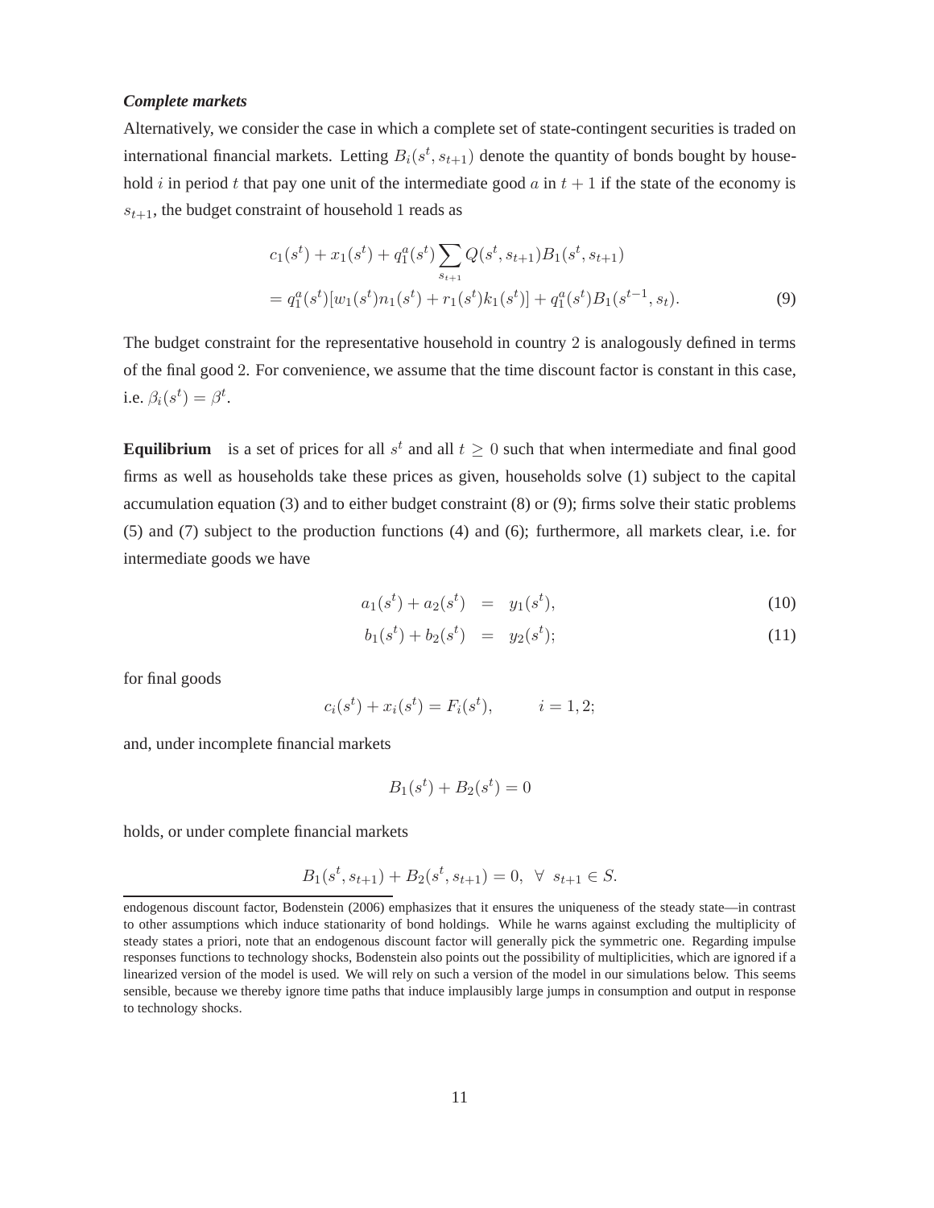***Complete markets***

Alternatively, we consider the case in which a complete set of state-contingent securities is traded on international financial markets. Letting $B_i(s^t, s_{t+1})$ denote the quantity of bonds bought by household $i$ in period $t$ that pay one unit of the intermediate good $a$ in $t+1$ if the state of the economy is $s_{t+1}$, the budget constraint of household 1 reads as

$$
\begin{aligned}
& c_1(s^t) + x_1(s^t) + q_1^a(s^t) \sum_{s_{t+1}} Q(s^t, s_{t+1}) B_1(s^t, s_{t+1}) \\
& = q_1^a(s^t)[w_1(s^t) n_1(s^t) + r_1(s^t) k_1(s^t)] + q_1^a(s^t) B_1(s^{t-1}, s_t).
\end{aligned} \tag{9}
$$

The budget constraint for the representative household in country 2 is analogously defined in terms of the final good 2. For convenience, we assume that the time discount factor is constant in this case, i.e. $\beta_i(s^t) = \beta^t$.

**Equilibrium** is a set of prices for all $s^t$ and all $t \geq 0$ such that when intermediate and final good firms as well as households take these prices as given, households solve (1) subject to the capital accumulation equation (3) and to either budget constraint (8) or (9); firms solve their static problems (5) and (7) subject to the production functions (4) and (6); furthermore, all markets clear, i.e. for intermediate goods we have

$$
a_1(s^t) + a_2(s^t) = y_1(s^t), \tag{10}
$$

$$
b_1(s^t) + b_2(s^t) = y_2(s^t); \tag{11}
$$

for final goods

$$
c_i(s^t) + x_i(s^t) = F_i(s^t), \qquad i = 1, 2;
$$

and, under incomplete financial markets

$$
B_1(s^t) + B_2(s^t) = 0
$$

holds, or under complete financial markets

$$
B_1(s^t, s_{t+1}) + B_2(s^t, s_{t+1}) = 0, \;\; \forall \;\; s_{t+1} \in S.
$$

endogenous discount factor, Bodenstein (2006) emphasizes that it ensures the uniqueness of the steady state—in contrast to other assumptions which induce stationarity of bond holdings. While he warns against excluding the multiplicity of steady states a priori, note that an endogenous discount factor will generally pick the symmetric one. Regarding impulse responses functions to technology shocks, Bodenstein also points out the possibility of multiplicities, which are ignored if a linearized version of the model is used. We will rely on such a version of the model in our simulations below. This seems sensible, because we thereby ignore time paths that induce implausibly large jumps in consumption and output in response to technology shocks.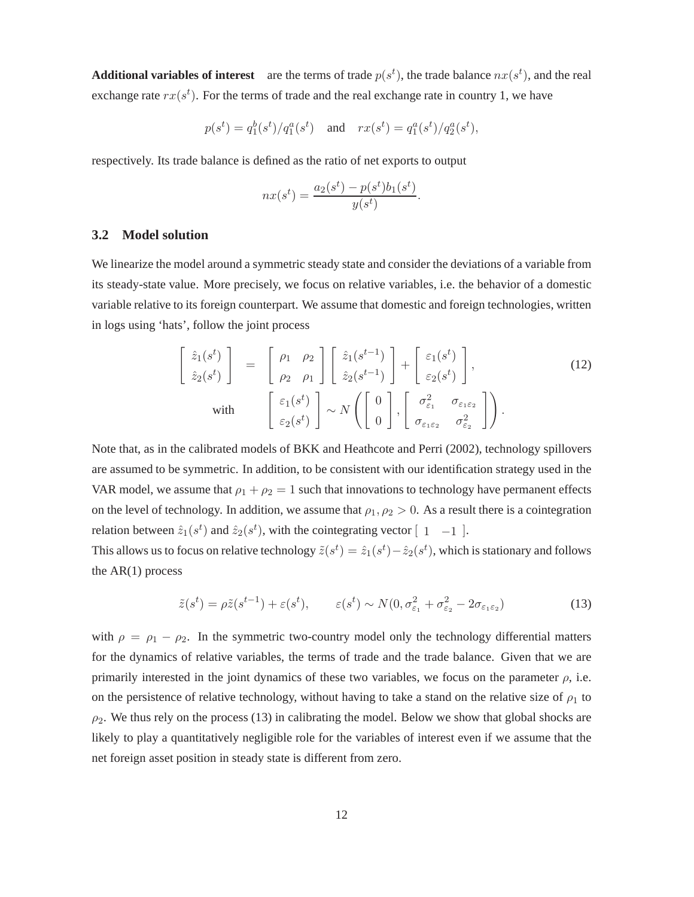**Additional variables of interest** are the terms of trade $p(s^t)$, the trade balance $nx(s^t)$, and the real exchange rate $rx(s^t)$. For the terms of trade and the real exchange rate in country 1, we have

$$p(s^t) = q_1^b(s^t)/q_1^a(s^t) \quad \text{and} \quad rx(s^t) = q_1^a(s^t)/q_2^a(s^t),$$

respectively. Its trade balance is defined as the ratio of net exports to output

$$nx(s^t) = \frac{a_2(s^t) - p(s^t)b_1(s^t)}{y(s^t)}.$$

### 3.2 Model solution

We linearize the model around a symmetric steady state and consider the deviations of a variable from its steady-state value. More precisely, we focus on relative variables, i.e. the behavior of a domestic variable relative to its foreign counterpart. We assume that domestic and foreign technologies, written in logs using 'hats', follow the joint process

$$\begin{aligned} \begin{bmatrix} \hat{z}_1(s^t) \\ \hat{z}_2(s^t) \end{bmatrix} &= \begin{bmatrix} \rho_1 & \rho_2 \\ \rho_2 & \rho_1 \end{bmatrix} \begin{bmatrix} \hat{z}_1(s^{t-1}) \\ \hat{z}_2(s^{t-1}) \end{bmatrix} + \begin{bmatrix} \varepsilon_1(s^t) \\ \varepsilon_2(s^t) \end{bmatrix}, \\ \text{with} \quad & \begin{bmatrix} \varepsilon_1(s^t) \\ \varepsilon_2(s^t) \end{bmatrix} \sim N\left( \begin{bmatrix} 0 \\ 0 \end{bmatrix}, \begin{bmatrix} \sigma^2_{\varepsilon_1} & \sigma_{\varepsilon_1\varepsilon_2} \\ \sigma_{\varepsilon_1\varepsilon_2} & \sigma^2_{\varepsilon_2} \end{bmatrix} \right). \end{aligned} \tag{12}$$

Note that, as in the calibrated models of BKK and Heathcote and Perri (2002), technology spillovers are assumed to be symmetric. In addition, to be consistent with our identification strategy used in the VAR model, we assume that $\rho_1 + \rho_2 = 1$ such that innovations to technology have permanent effects on the level of technology. In addition, we assume that $\rho_1, \rho_2 > 0$. As a result there is a cointegration relation between $\hat{z}_1(s^t)$ and $\hat{z}_2(s^t)$, with the cointegrating vector $[\ 1 \quad -1\ ]$.

This allows us to focus on relative technology $\tilde{z}(s^t) = \hat{z}_1(s^t) - \hat{z}_2(s^t)$, which is stationary and follows the AR(1) process

$$\tilde{z}(s^t) = \rho\tilde{z}(s^{t-1}) + \varepsilon(s^t), \qquad \varepsilon(s^t) \sim N(0, \sigma^2_{\varepsilon_1} + \sigma^2_{\varepsilon_2} - 2\sigma_{\varepsilon_1\varepsilon_2}) \tag{13}$$

with $\rho = \rho_1 - \rho_2$. In the symmetric two-country model only the technology differential matters for the dynamics of relative variables, the terms of trade and the trade balance. Given that we are primarily interested in the joint dynamics of these two variables, we focus on the parameter $\rho$, i.e. on the persistence of relative technology, without having to take a stand on the relative size of $\rho_1$ to $\rho_2$. We thus rely on the process (13) in calibrating the model. Below we show that global shocks are likely to play a quantitatively negligible role for the variables of interest even if we assume that the net foreign asset position in steady state is different from zero.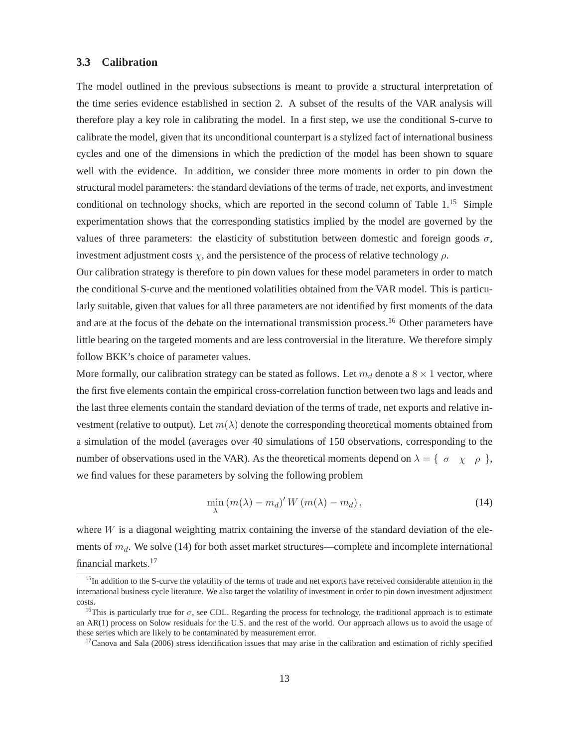### 3.3 Calibration

The model outlined in the previous subsections is meant to provide a structural interpretation of the time series evidence established in section 2. A subset of the results of the VAR analysis will therefore play a key role in calibrating the model. In a first step, we use the conditional S-curve to calibrate the model, given that its unconditional counterpart is a stylized fact of international business cycles and one of the dimensions in which the prediction of the model has been shown to square well with the evidence. In addition, we consider three more moments in order to pin down the structural model parameters: the standard deviations of the terms of trade, net exports, and investment conditional on technology shocks, which are reported in the second column of Table 1.[15] Simple experimentation shows that the corresponding statistics implied by the model are governed by the values of three parameters: the elasticity of substitution between domestic and foreign goods $\sigma$, investment adjustment costs $\chi$, and the persistence of the process of relative technology $\rho$.

Our calibration strategy is therefore to pin down values for these model parameters in order to match the conditional S-curve and the mentioned volatilities obtained from the VAR model. This is particularly suitable, given that values for all three parameters are not identified by first moments of the data and are at the focus of the debate on the international transmission process.[16] Other parameters have little bearing on the targeted moments and are less controversial in the literature. We therefore simply follow BKK's choice of parameter values.

More formally, our calibration strategy can be stated as follows. Let $m_d$ denote a $8 \times 1$ vector, where the first five elements contain the empirical cross-correlation function between two lags and leads and the last three elements contain the standard deviation of the terms of trade, net exports and relative investment (relative to output). Let $m(\lambda)$ denote the corresponding theoretical moments obtained from a simulation of the model (averages over 40 simulations of 150 observations, corresponding to the number of observations used in the VAR). As the theoretical moments depend on $\lambda = \{ \sigma \quad \chi \quad \rho \}$, we find values for these parameters by solving the following problem

$$\min_{\lambda} \left( m(\lambda) - m_d \right)' W \left( m(\lambda) - m_d \right), \tag{14}$$

where $W$ is a diagonal weighting matrix containing the inverse of the standard deviation of the elements of $m_d$. We solve (14) for both asset market structures—complete and incomplete international financial markets.[17]

[15] In addition to the S-curve the volatility of the terms of trade and net exports have received considerable attention in the international business cycle literature. We also target the volatility of investment in order to pin down investment adjustment costs.

[16] This is particularly true for $\sigma$, see CDL. Regarding the process for technology, the traditional approach is to estimate an AR(1) process on Solow residuals for the U.S. and the rest of the world. Our approach allows us to avoid the usage of these series which are likely to be contaminated by measurement error.

[17] Canova and Sala (2006) stress identification issues that may arise in the calibration and estimation of richly specified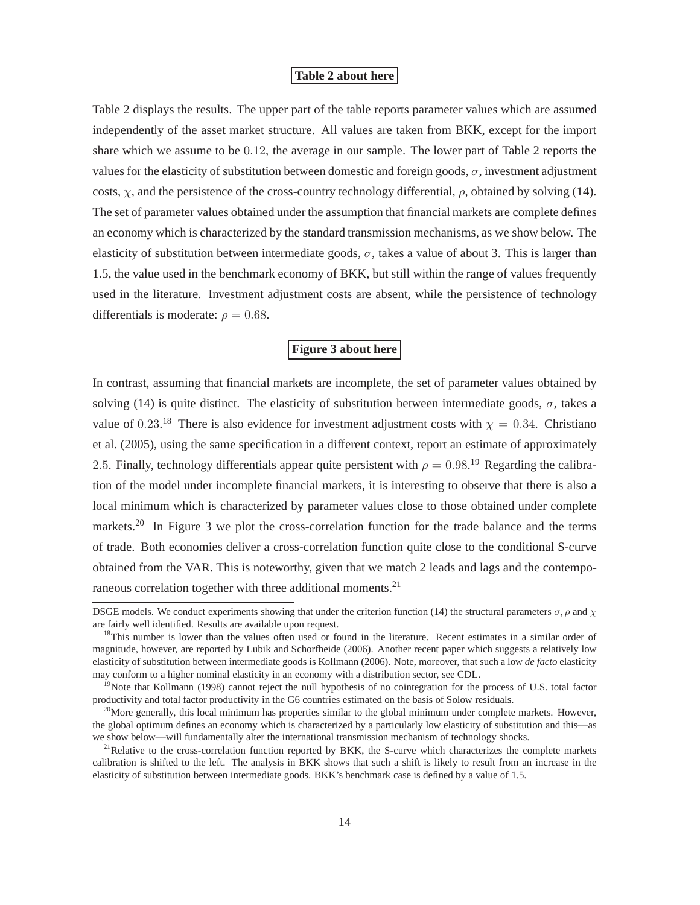**Table 2 about here**

Table 2 displays the results. The upper part of the table reports parameter values which are assumed independently of the asset market structure. All values are taken from BKK, except for the import share which we assume to be $0.12$, the average in our sample. The lower part of Table 2 reports the values for the elasticity of substitution between domestic and foreign goods, $\sigma$, investment adjustment costs, $\chi$, and the persistence of the cross-country technology differential, $\rho$, obtained by solving (14). The set of parameter values obtained under the assumption that financial markets are complete defines an economy which is characterized by the standard transmission mechanisms, as we show below. The elasticity of substitution between intermediate goods, $\sigma$, takes a value of about 3. This is larger than 1.5, the value used in the benchmark economy of BKK, but still within the range of values frequently used in the literature. Investment adjustment costs are absent, while the persistence of technology differentials is moderate: $\rho = 0.68$.

**Figure 3 about here**

In contrast, assuming that financial markets are incomplete, the set of parameter values obtained by solving (14) is quite distinct. The elasticity of substitution between intermediate goods, $\sigma$, takes a value of $0.23$.[18] There is also evidence for investment adjustment costs with $\chi = 0.34$. Christiano et al. (2005), using the same specification in a different context, report an estimate of approximately $2.5$. Finally, technology differentials appear quite persistent with $\rho = 0.98$.[19] Regarding the calibration of the model under incomplete financial markets, it is interesting to observe that there is also a local minimum which is characterized by parameter values close to those obtained under complete markets.[20] In Figure 3 we plot the cross-correlation function for the trade balance and the terms of trade. Both economies deliver a cross-correlation function quite close to the conditional S-curve obtained from the VAR. This is noteworthy, given that we match 2 leads and lags and the contemporaneous correlation together with three additional moments.[21]

---

DSGE models. We conduct experiments showing that under the criterion function (14) the structural parameters $\sigma$, $\rho$ and $\chi$ are fairly well identified. Results are available upon request.

[18]This number is lower than the values often used or found in the literature. Recent estimates in a similar order of magnitude, however, are reported by Lubik and Schorfheide (2006). Another recent paper which suggests a relatively low elasticity of substitution between intermediate goods is Kollmann (2006). Note, moreover, that such a low *de facto* elasticity may conform to a higher nominal elasticity in an economy with a distribution sector, see CDL.

[19]Note that Kollmann (1998) cannot reject the null hypothesis of no cointegration for the process of U.S. total factor productivity and total factor productivity in the G6 countries estimated on the basis of Solow residuals.

[20]More generally, this local minimum has properties similar to the global minimum under complete markets. However, the global optimum defines an economy which is characterized by a particularly low elasticity of substitution and this—as we show below—will fundamentally alter the international transmission mechanism of technology shocks.

[21]Relative to the cross-correlation function reported by BKK, the S-curve which characterizes the complete markets calibration is shifted to the left. The analysis in BKK shows that such a shift is likely to result from an increase in the elasticity of substitution between intermediate goods. BKK's benchmark case is defined by a value of 1.5.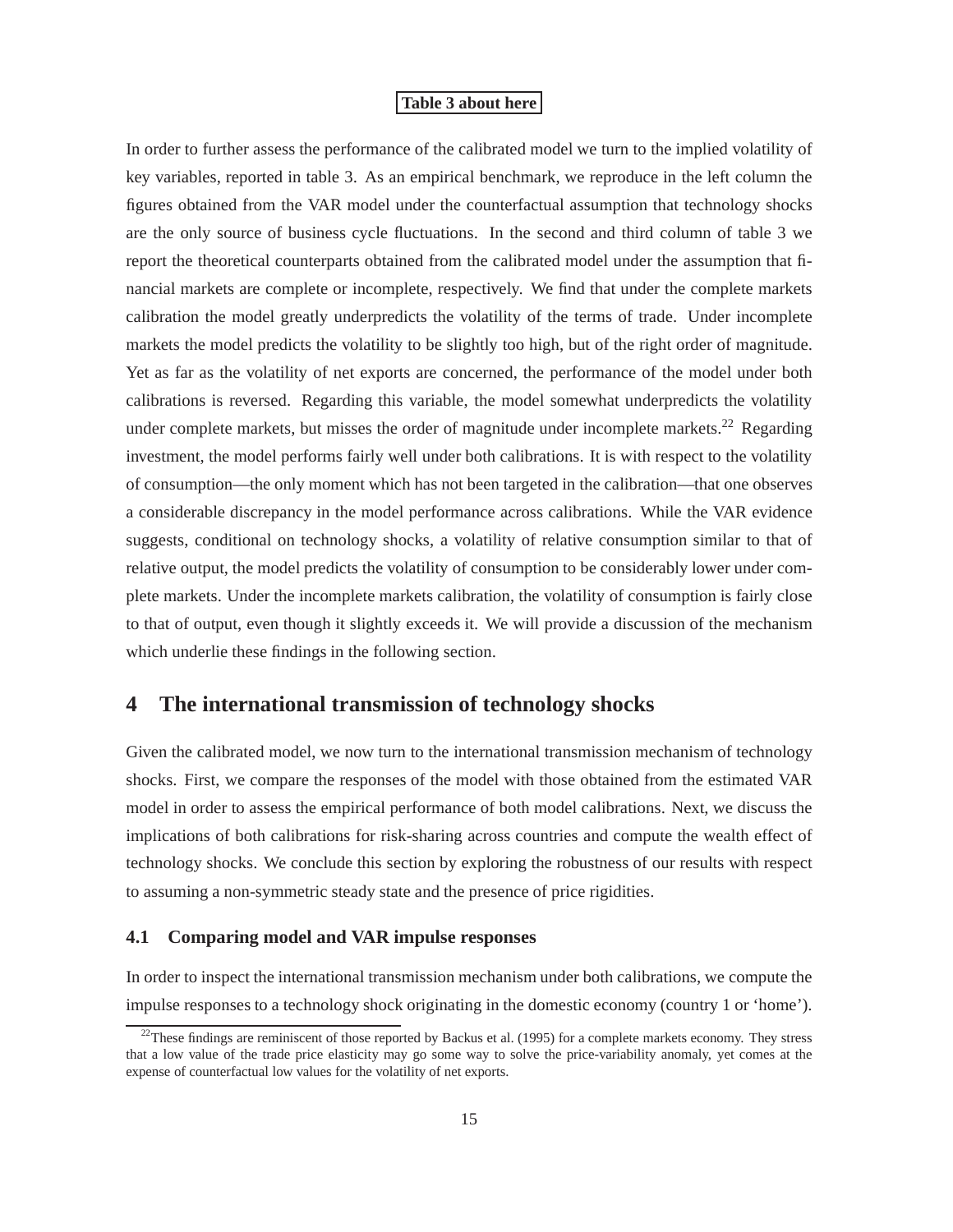**Table 3 about here**

In order to further assess the performance of the calibrated model we turn to the implied volatility of key variables, reported in table 3. As an empirical benchmark, we reproduce in the left column the figures obtained from the VAR model under the counterfactual assumption that technology shocks are the only source of business cycle fluctuations. In the second and third column of table 3 we report the theoretical counterparts obtained from the calibrated model under the assumption that financial markets are complete or incomplete, respectively. We find that under the complete markets calibration the model greatly underpredicts the volatility of the terms of trade. Under incomplete markets the model predicts the volatility to be slightly too high, but of the right order of magnitude. Yet as far as the volatility of net exports are concerned, the performance of the model under both calibrations is reversed. Regarding this variable, the model somewhat underpredicts the volatility under complete markets, but misses the order of magnitude under incomplete markets.[22] Regarding investment, the model performs fairly well under both calibrations. It is with respect to the volatility of consumption—the only moment which has not been targeted in the calibration—that one observes a considerable discrepancy in the model performance across calibrations. While the VAR evidence suggests, conditional on technology shocks, a volatility of relative consumption similar to that of relative output, the model predicts the volatility of consumption to be considerably lower under complete markets. Under the incomplete markets calibration, the volatility of consumption is fairly close to that of output, even though it slightly exceeds it. We will provide a discussion of the mechanism which underlie these findings in the following section.

# 4 The international transmission of technology shocks

Given the calibrated model, we now turn to the international transmission mechanism of technology shocks. First, we compare the responses of the model with those obtained from the estimated VAR model in order to assess the empirical performance of both model calibrations. Next, we discuss the implications of both calibrations for risk-sharing across countries and compute the wealth effect of technology shocks. We conclude this section by exploring the robustness of our results with respect to assuming a non-symmetric steady state and the presence of price rigidities.

## 4.1 Comparing model and VAR impulse responses

In order to inspect the international transmission mechanism under both calibrations, we compute the impulse responses to a technology shock originating in the domestic economy (country 1 or 'home').

[22] These findings are reminiscent of those reported by Backus et al. (1995) for a complete markets economy. They stress that a low value of the trade price elasticity may go some way to solve the price-variability anomaly, yet comes at the expense of counterfactual low values for the volatility of net exports.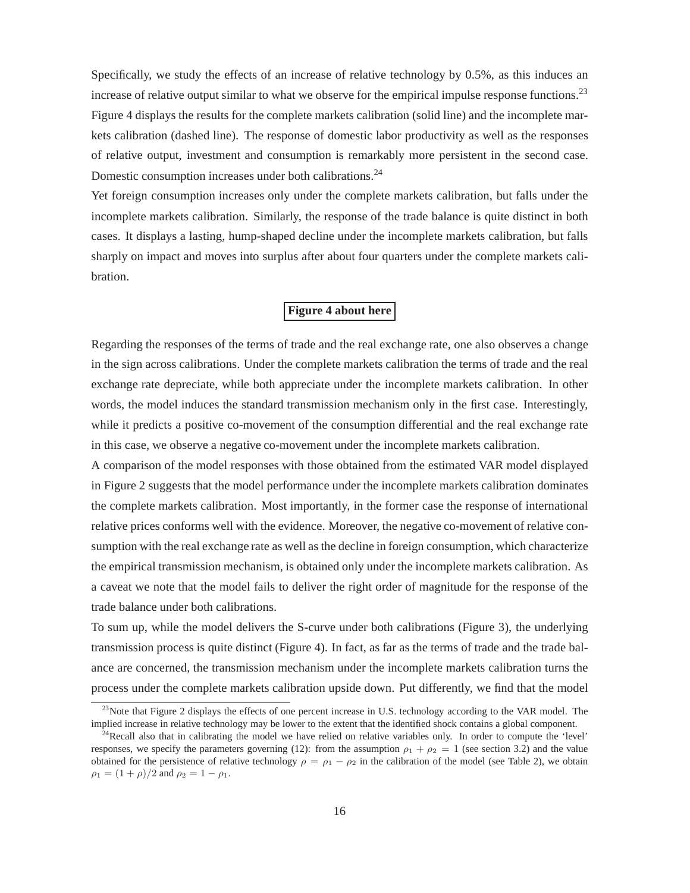Specifically, we study the effects of an increase of relative technology by 0.5%, as this induces an increase of relative output similar to what we observe for the empirical impulse response functions.[23] Figure 4 displays the results for the complete markets calibration (solid line) and the incomplete markets calibration (dashed line). The response of domestic labor productivity as well as the responses of relative output, investment and consumption is remarkably more persistent in the second case. Domestic consumption increases under both calibrations.[24]

Yet foreign consumption increases only under the complete markets calibration, but falls under the incomplete markets calibration. Similarly, the response of the trade balance is quite distinct in both cases. It displays a lasting, hump-shaped decline under the incomplete markets calibration, but falls sharply on impact and moves into surplus after about four quarters under the complete markets calibration.

**Figure 4 about here**

Regarding the responses of the terms of trade and the real exchange rate, one also observes a change in the sign across calibrations. Under the complete markets calibration the terms of trade and the real exchange rate depreciate, while both appreciate under the incomplete markets calibration. In other words, the model induces the standard transmission mechanism only in the first case. Interestingly, while it predicts a positive co-movement of the consumption differential and the real exchange rate in this case, we observe a negative co-movement under the incomplete markets calibration.

A comparison of the model responses with those obtained from the estimated VAR model displayed in Figure 2 suggests that the model performance under the incomplete markets calibration dominates the complete markets calibration. Most importantly, in the former case the response of international relative prices conforms well with the evidence. Moreover, the negative co-movement of relative consumption with the real exchange rate as well as the decline in foreign consumption, which characterize the empirical transmission mechanism, is obtained only under the incomplete markets calibration. As a caveat we note that the model fails to deliver the right order of magnitude for the response of the trade balance under both calibrations.

To sum up, while the model delivers the S-curve under both calibrations (Figure 3), the underlying transmission process is quite distinct (Figure 4). In fact, as far as the terms of trade and the trade balance are concerned, the transmission mechanism under the incomplete markets calibration turns the process under the complete markets calibration upside down. Put differently, we find that the model

[23] Note that Figure 2 displays the effects of one percent increase in U.S. technology according to the VAR model. The implied increase in relative technology may be lower to the extent that the identified shock contains a global component.

[24] Recall also that in calibrating the model we have relied on relative variables only. In order to compute the 'level' responses, we specify the parameters governing (12): from the assumption $\rho_1 + \rho_2 = 1$ (see section 3.2) and the value obtained for the persistence of relative technology $\rho = \rho_1 - \rho_2$ in the calibration of the model (see Table 2), we obtain $\rho_1 = (1 + \rho)/2$ and $\rho_2 = 1 - \rho_1$.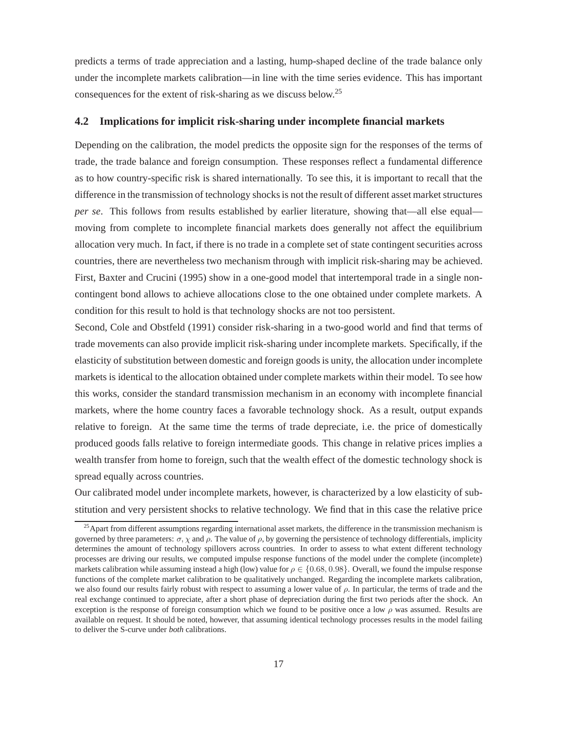predicts a terms of trade appreciation and a lasting, hump-shaped decline of the trade balance only under the incomplete markets calibration—in line with the time series evidence. This has important consequences for the extent of risk-sharing as we discuss below.[25]

## 4.2 Implications for implicit risk-sharing under incomplete financial markets

Depending on the calibration, the model predicts the opposite sign for the responses of the terms of trade, the trade balance and foreign consumption. These responses reflect a fundamental difference as to how country-specific risk is shared internationally. To see this, it is important to recall that the difference in the transmission of technology shocks is not the result of different asset market structures *per se*. This follows from results established by earlier literature, showing that—all else equal—moving from complete to incomplete financial markets does generally not affect the equilibrium allocation very much. In fact, if there is no trade in a complete set of state contingent securities across countries, there are nevertheless two mechanism through with implicit risk-sharing may be achieved. First, Baxter and Crucini (1995) show in a one-good model that intertemporal trade in a single non-contingent bond allows to achieve allocations close to the one obtained under complete markets. A condition for this result to hold is that technology shocks are not too persistent.

Second, Cole and Obstfeld (1991) consider risk-sharing in a two-good world and find that terms of trade movements can also provide implicit risk-sharing under incomplete markets. Specifically, if the elasticity of substitution between domestic and foreign goods is unity, the allocation under incomplete markets is identical to the allocation obtained under complete markets within their model. To see how this works, consider the standard transmission mechanism in an economy with incomplete financial markets, where the home country faces a favorable technology shock. As a result, output expands relative to foreign. At the same time the terms of trade depreciate, i.e. the price of domestically produced goods falls relative to foreign intermediate goods. This change in relative prices implies a wealth transfer from home to foreign, such that the wealth effect of the domestic technology shock is spread equally across countries.

Our calibrated model under incomplete markets, however, is characterized by a low elasticity of substitution and very persistent shocks to relative technology. We find that in this case the relative price

[25] Apart from different assumptions regarding international asset markets, the difference in the transmission mechanism is governed by three parameters: $\sigma, \chi$ and $\rho$. The value of $\rho$, by governing the persistence of technology differentials, implicity determines the amount of technology spillovers across countries. In order to assess to what extent different technology processes are driving our results, we computed impulse response functions of the model under the complete (incomplete) markets calibration while assuming instead a high (low) value for $\rho \in \{0.68, 0.98\}$. Overall, we found the impulse response functions of the complete market calibration to be qualitatively unchanged. Regarding the incomplete markets calibration, we also found our results fairly robust with respect to assuming a lower value of $\rho$. In particular, the terms of trade and the real exchange continued to appreciate, after a short phase of depreciation during the first two periods after the shock. An exception is the response of foreign consumption which we found to be positive once a low $\rho$ was assumed. Results are available on request. It should be noted, however, that assuming identical technology processes results in the model failing to deliver the S-curve under *both* calibrations.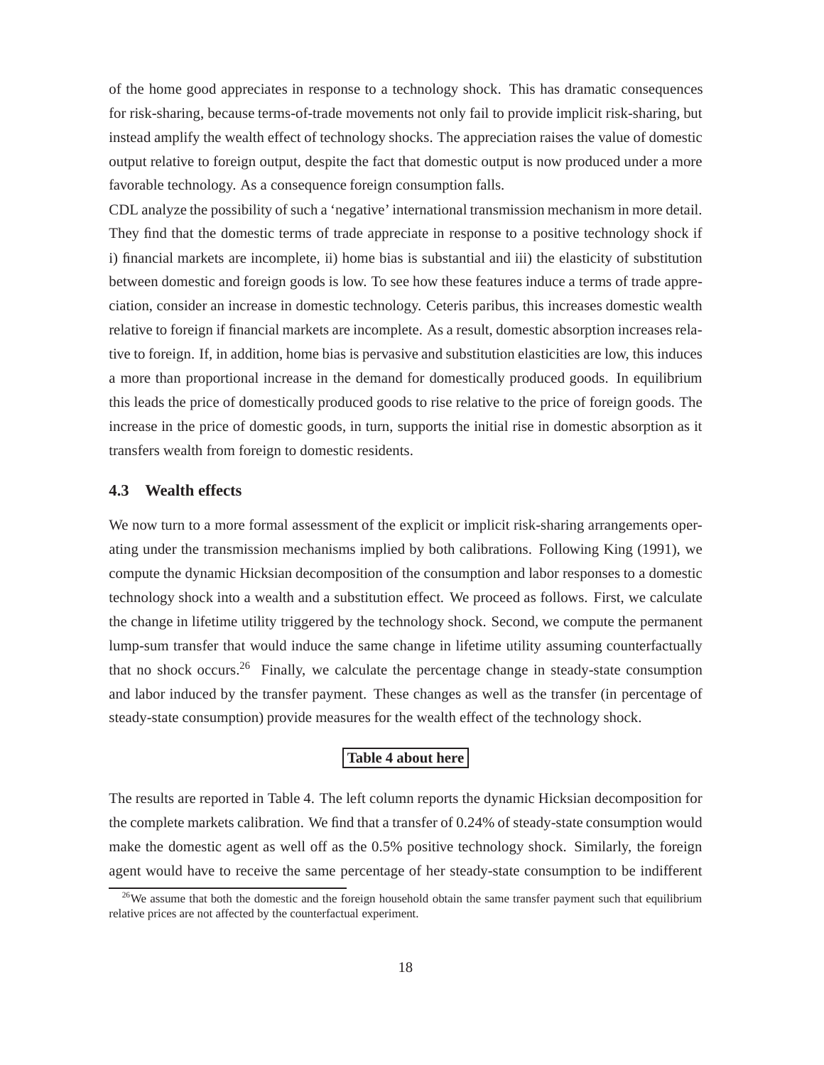of the home good appreciates in response to a technology shock. This has dramatic consequences for risk-sharing, because terms-of-trade movements not only fail to provide implicit risk-sharing, but instead amplify the wealth effect of technology shocks. The appreciation raises the value of domestic output relative to foreign output, despite the fact that domestic output is now produced under a more favorable technology. As a consequence foreign consumption falls.

CDL analyze the possibility of such a 'negative' international transmission mechanism in more detail. They find that the domestic terms of trade appreciate in response to a positive technology shock if i) financial markets are incomplete, ii) home bias is substantial and iii) the elasticity of substitution between domestic and foreign goods is low. To see how these features induce a terms of trade appreciation, consider an increase in domestic technology. Ceteris paribus, this increases domestic wealth relative to foreign if financial markets are incomplete. As a result, domestic absorption increases relative to foreign. If, in addition, home bias is pervasive and substitution elasticities are low, this induces a more than proportional increase in the demand for domestically produced goods. In equilibrium this leads the price of domestically produced goods to rise relative to the price of foreign goods. The increase in the price of domestic goods, in turn, supports the initial rise in domestic absorption as it transfers wealth from foreign to domestic residents.

### 4.3 Wealth effects

We now turn to a more formal assessment of the explicit or implicit risk-sharing arrangements operating under the transmission mechanisms implied by both calibrations. Following King (1991), we compute the dynamic Hicksian decomposition of the consumption and labor responses to a domestic technology shock into a wealth and a substitution effect. We proceed as follows. First, we calculate the change in lifetime utility triggered by the technology shock. Second, we compute the permanent lump-sum transfer that would induce the same change in lifetime utility assuming counterfactually that no shock occurs.[26] Finally, we calculate the percentage change in steady-state consumption and labor induced by the transfer payment. These changes as well as the transfer (in percentage of steady-state consumption) provide measures for the wealth effect of the technology shock.

**Table 4 about here**

The results are reported in Table 4. The left column reports the dynamic Hicksian decomposition for the complete markets calibration. We find that a transfer of 0.24% of steady-state consumption would make the domestic agent as well off as the 0.5% positive technology shock. Similarly, the foreign agent would have to receive the same percentage of her steady-state consumption to be indifferent

[26] We assume that both the domestic and the foreign household obtain the same transfer payment such that equilibrium relative prices are not affected by the counterfactual experiment.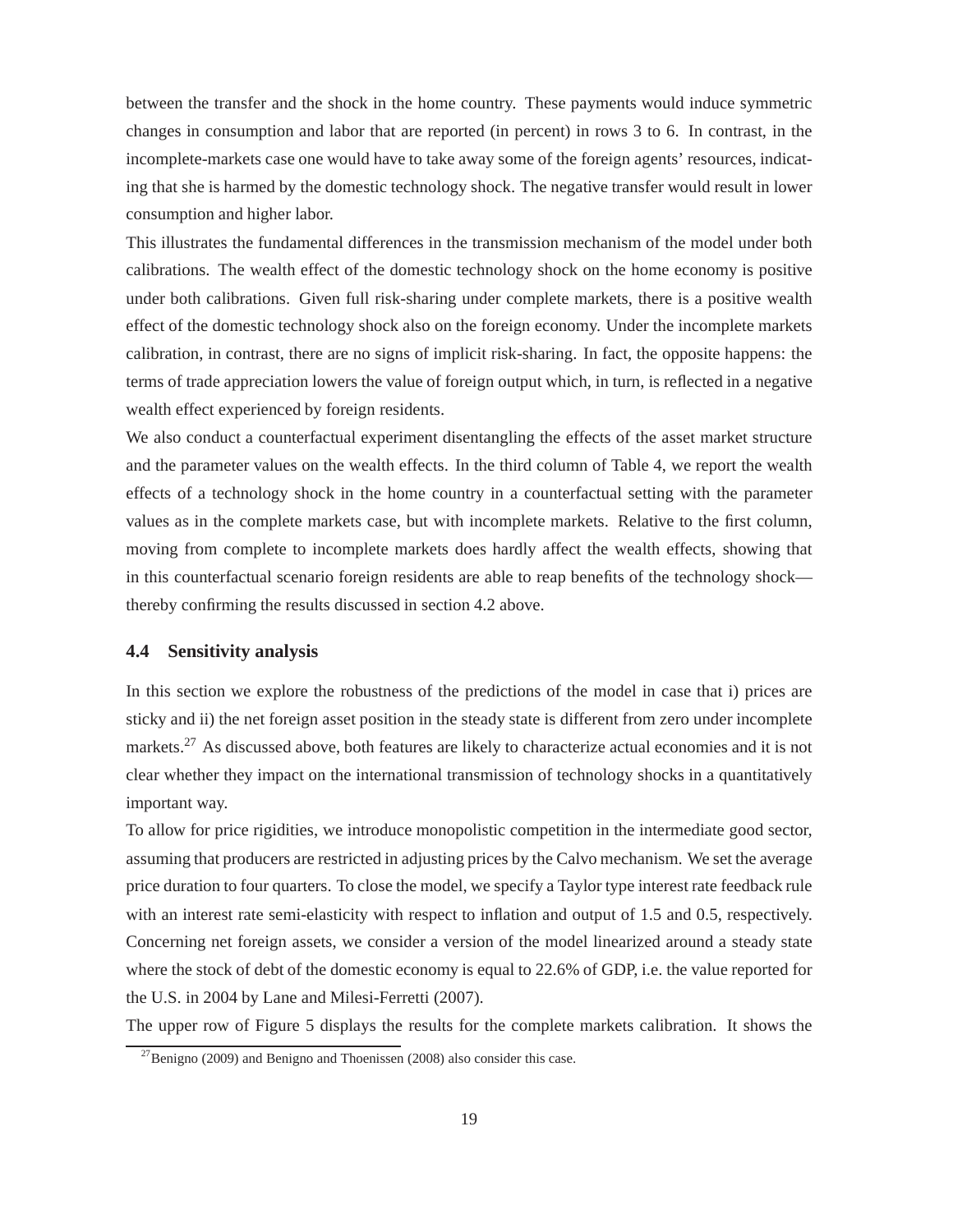between the transfer and the shock in the home country. These payments would induce symmetric changes in consumption and labor that are reported (in percent) in rows 3 to 6. In contrast, in the incomplete-markets case one would have to take away some of the foreign agents' resources, indicating that she is harmed by the domestic technology shock. The negative transfer would result in lower consumption and higher labor.

This illustrates the fundamental differences in the transmission mechanism of the model under both calibrations. The wealth effect of the domestic technology shock on the home economy is positive under both calibrations. Given full risk-sharing under complete markets, there is a positive wealth effect of the domestic technology shock also on the foreign economy. Under the incomplete markets calibration, in contrast, there are no signs of implicit risk-sharing. In fact, the opposite happens: the terms of trade appreciation lowers the value of foreign output which, in turn, is reflected in a negative wealth effect experienced by foreign residents.

We also conduct a counterfactual experiment disentangling the effects of the asset market structure and the parameter values on the wealth effects. In the third column of Table 4, we report the wealth effects of a technology shock in the home country in a counterfactual setting with the parameter values as in the complete markets case, but with incomplete markets. Relative to the first column, moving from complete to incomplete markets does hardly affect the wealth effects, showing that in this counterfactual scenario foreign residents are able to reap benefits of the technology shock—thereby confirming the results discussed in section 4.2 above.

### 4.4 Sensitivity analysis

In this section we explore the robustness of the predictions of the model in case that i) prices are sticky and ii) the net foreign asset position in the steady state is different from zero under incomplete markets.[27] As discussed above, both features are likely to characterize actual economies and it is not clear whether they impact on the international transmission of technology shocks in a quantitatively important way.

To allow for price rigidities, we introduce monopolistic competition in the intermediate good sector, assuming that producers are restricted in adjusting prices by the Calvo mechanism. We set the average price duration to four quarters. To close the model, we specify a Taylor type interest rate feedback rule with an interest rate semi-elasticity with respect to inflation and output of 1.5 and 0.5, respectively. Concerning net foreign assets, we consider a version of the model linearized around a steady state where the stock of debt of the domestic economy is equal to 22.6% of GDP, i.e. the value reported for the U.S. in 2004 by Lane and Milesi-Ferretti (2007).

The upper row of Figure 5 displays the results for the complete markets calibration. It shows the

[27] Benigno (2009) and Benigno and Thoenissen (2008) also consider this case.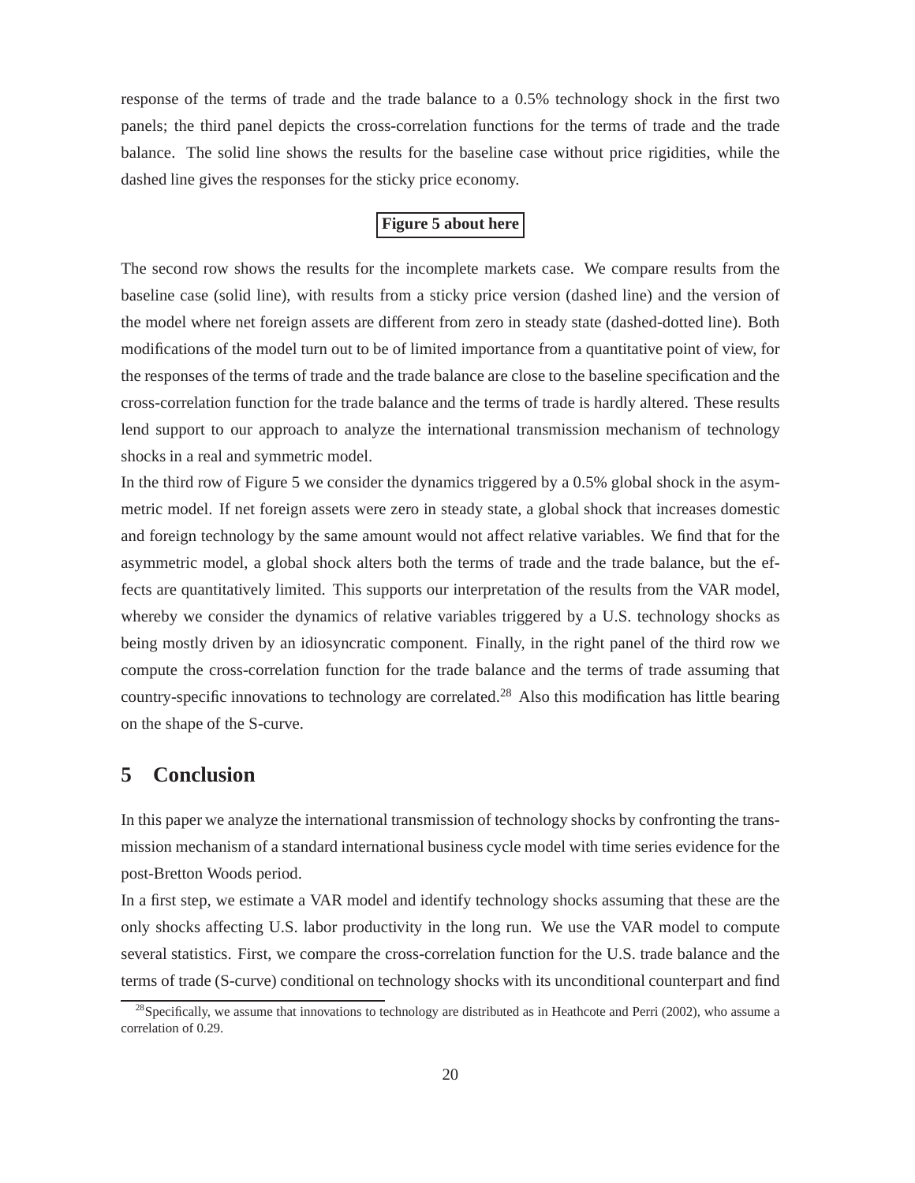response of the terms of trade and the trade balance to a 0.5% technology shock in the first two panels; the third panel depicts the cross-correlation functions for the terms of trade and the trade balance. The solid line shows the results for the baseline case without price rigidities, while the dashed line gives the responses for the sticky price economy.

**Figure 5 about here**

The second row shows the results for the incomplete markets case. We compare results from the baseline case (solid line), with results from a sticky price version (dashed line) and the version of the model where net foreign assets are different from zero in steady state (dashed-dotted line). Both modifications of the model turn out to be of limited importance from a quantitative point of view, for the responses of the terms of trade and the trade balance are close to the baseline specification and the cross-correlation function for the trade balance and the terms of trade is hardly altered. These results lend support to our approach to analyze the international transmission mechanism of technology shocks in a real and symmetric model.

In the third row of Figure 5 we consider the dynamics triggered by a 0.5% global shock in the asymmetric model. If net foreign assets were zero in steady state, a global shock that increases domestic and foreign technology by the same amount would not affect relative variables. We find that for the asymmetric model, a global shock alters both the terms of trade and the trade balance, but the effects are quantitatively limited. This supports our interpretation of the results from the VAR model, whereby we consider the dynamics of relative variables triggered by a U.S. technology shocks as being mostly driven by an idiosyncratic component. Finally, in the right panel of the third row we compute the cross-correlation function for the trade balance and the terms of trade assuming that country-specific innovations to technology are correlated.[28] Also this modification has little bearing on the shape of the S-curve.

## 5 Conclusion

In this paper we analyze the international transmission of technology shocks by confronting the transmission mechanism of a standard international business cycle model with time series evidence for the post-Bretton Woods period.

In a first step, we estimate a VAR model and identify technology shocks assuming that these are the only shocks affecting U.S. labor productivity in the long run. We use the VAR model to compute several statistics. First, we compare the cross-correlation function for the U.S. trade balance and the terms of trade (S-curve) conditional on technology shocks with its unconditional counterpart and find

[28] Specifically, we assume that innovations to technology are distributed as in Heathcote and Perri (2002), who assume a correlation of 0.29.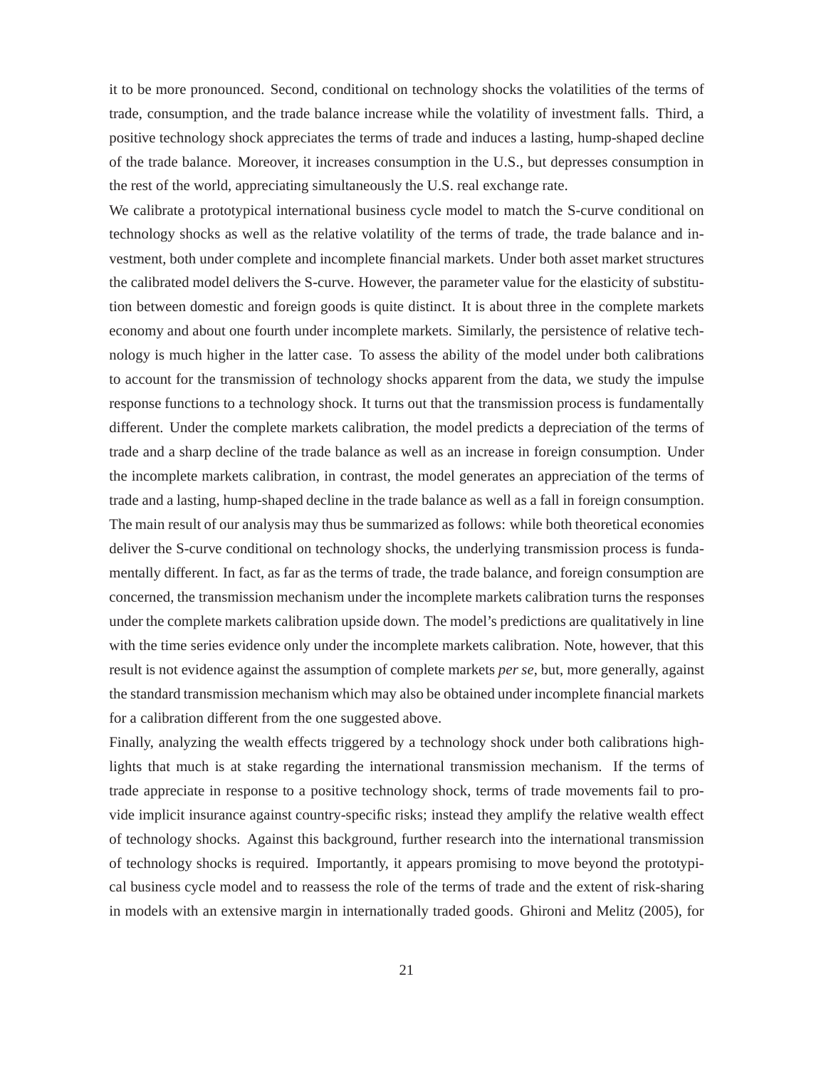it to be more pronounced. Second, conditional on technology shocks the volatilities of the terms of trade, consumption, and the trade balance increase while the volatility of investment falls. Third, a positive technology shock appreciates the terms of trade and induces a lasting, hump-shaped decline of the trade balance. Moreover, it increases consumption in the U.S., but depresses consumption in the rest of the world, appreciating simultaneously the U.S. real exchange rate.

We calibrate a prototypical international business cycle model to match the S-curve conditional on technology shocks as well as the relative volatility of the terms of trade, the trade balance and investment, both under complete and incomplete financial markets. Under both asset market structures the calibrated model delivers the S-curve. However, the parameter value for the elasticity of substitution between domestic and foreign goods is quite distinct. It is about three in the complete markets economy and about one fourth under incomplete markets. Similarly, the persistence of relative technology is much higher in the latter case. To assess the ability of the model under both calibrations to account for the transmission of technology shocks apparent from the data, we study the impulse response functions to a technology shock. It turns out that the transmission process is fundamentally different. Under the complete markets calibration, the model predicts a depreciation of the terms of trade and a sharp decline of the trade balance as well as an increase in foreign consumption. Under the incomplete markets calibration, in contrast, the model generates an appreciation of the terms of trade and a lasting, hump-shaped decline in the trade balance as well as a fall in foreign consumption. The main result of our analysis may thus be summarized as follows: while both theoretical economies deliver the S-curve conditional on technology shocks, the underlying transmission process is fundamentally different. In fact, as far as the terms of trade, the trade balance, and foreign consumption are concerned, the transmission mechanism under the incomplete markets calibration turns the responses under the complete markets calibration upside down. The model's predictions are qualitatively in line with the time series evidence only under the incomplete markets calibration. Note, however, that this result is not evidence against the assumption of complete markets *per se*, but, more generally, against the standard transmission mechanism which may also be obtained under incomplete financial markets for a calibration different from the one suggested above.

Finally, analyzing the wealth effects triggered by a technology shock under both calibrations highlights that much is at stake regarding the international transmission mechanism. If the terms of trade appreciate in response to a positive technology shock, terms of trade movements fail to provide implicit insurance against country-specific risks; instead they amplify the relative wealth effect of technology shocks. Against this background, further research into the international transmission of technology shocks is required. Importantly, it appears promising to move beyond the prototypical business cycle model and to reassess the role of the terms of trade and the extent of risk-sharing in models with an extensive margin in internationally traded goods. Ghironi and Melitz (2005), for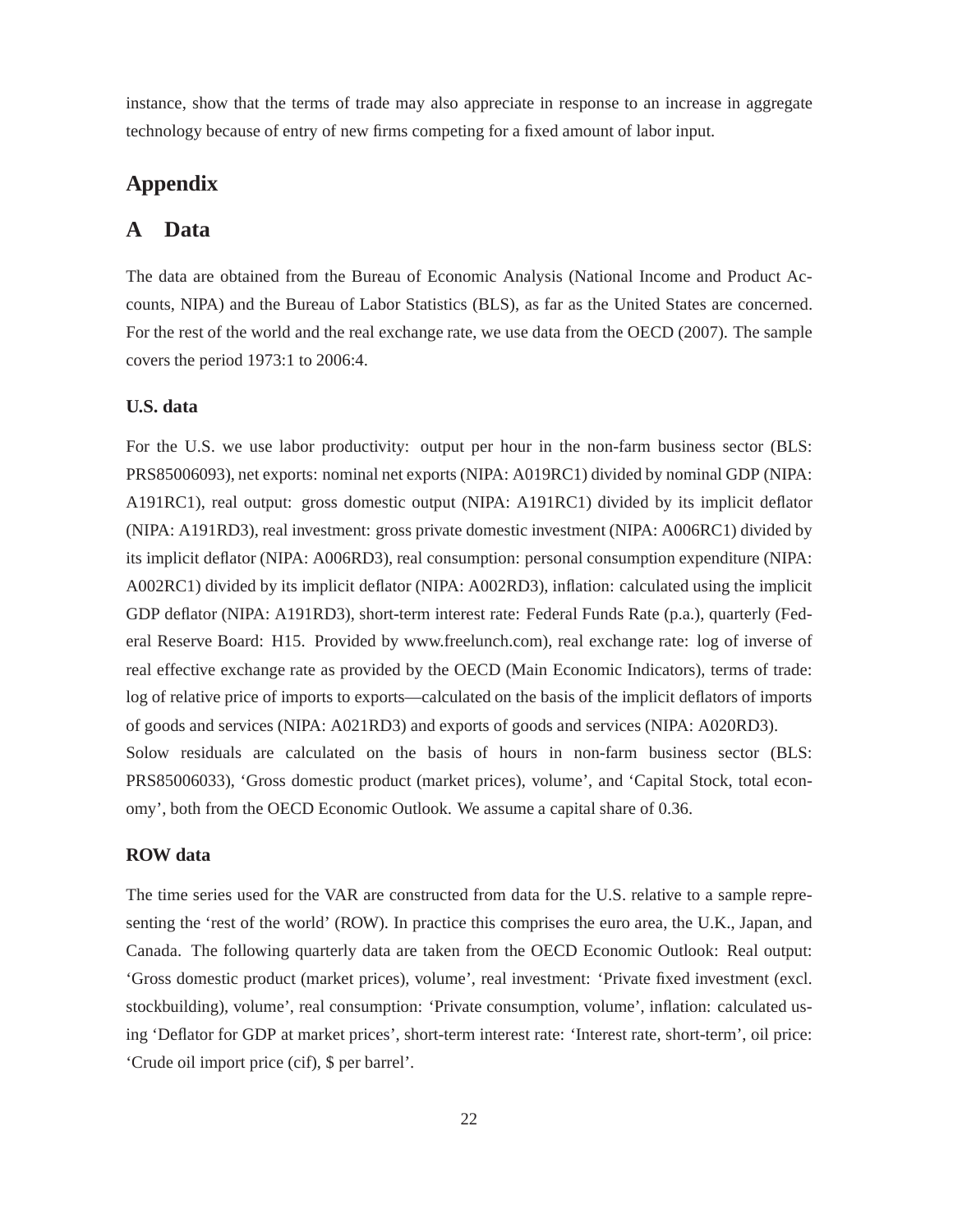instance, show that the terms of trade may also appreciate in response to an increase in aggregate technology because of entry of new firms competing for a fixed amount of labor input.

# Appendix

## A Data

The data are obtained from the Bureau of Economic Analysis (National Income and Product Accounts, NIPA) and the Bureau of Labor Statistics (BLS), as far as the United States are concerned. For the rest of the world and the real exchange rate, we use data from the OECD (2007). The sample covers the period 1973:1 to 2006:4.

### U.S. data

For the U.S. we use labor productivity: output per hour in the non-farm business sector (BLS: PRS85006093), net exports: nominal net exports (NIPA: A019RC1) divided by nominal GDP (NIPA: A191RC1), real output: gross domestic output (NIPA: A191RC1) divided by its implicit deflator (NIPA: A191RD3), real investment: gross private domestic investment (NIPA: A006RC1) divided by its implicit deflator (NIPA: A006RD3), real consumption: personal consumption expenditure (NIPA: A002RC1) divided by its implicit deflator (NIPA: A002RD3), inflation: calculated using the implicit GDP deflator (NIPA: A191RD3), short-term interest rate: Federal Funds Rate (p.a.), quarterly (Federal Reserve Board: H15. Provided by www.freelunch.com), real exchange rate: log of inverse of real effective exchange rate as provided by the OECD (Main Economic Indicators), terms of trade: log of relative price of imports to exports—calculated on the basis of the implicit deflators of imports of goods and services (NIPA: A021RD3) and exports of goods and services (NIPA: A020RD3).
Solow residuals are calculated on the basis of hours in non-farm business sector (BLS: PRS85006033), 'Gross domestic product (market prices), volume', and 'Capital Stock, total economy', both from the OECD Economic Outlook. We assume a capital share of 0.36.

### ROW data

The time series used for the VAR are constructed from data for the U.S. relative to a sample representing the 'rest of the world' (ROW). In practice this comprises the euro area, the U.K., Japan, and Canada. The following quarterly data are taken from the OECD Economic Outlook: Real output: 'Gross domestic product (market prices), volume', real investment: 'Private fixed investment (excl. stockbuilding), volume', real consumption: 'Private consumption, volume', inflation: calculated using 'Deflator for GDP at market prices', short-term interest rate: 'Interest rate, short-term', oil price: 'Crude oil import price (cif), $ per barrel'.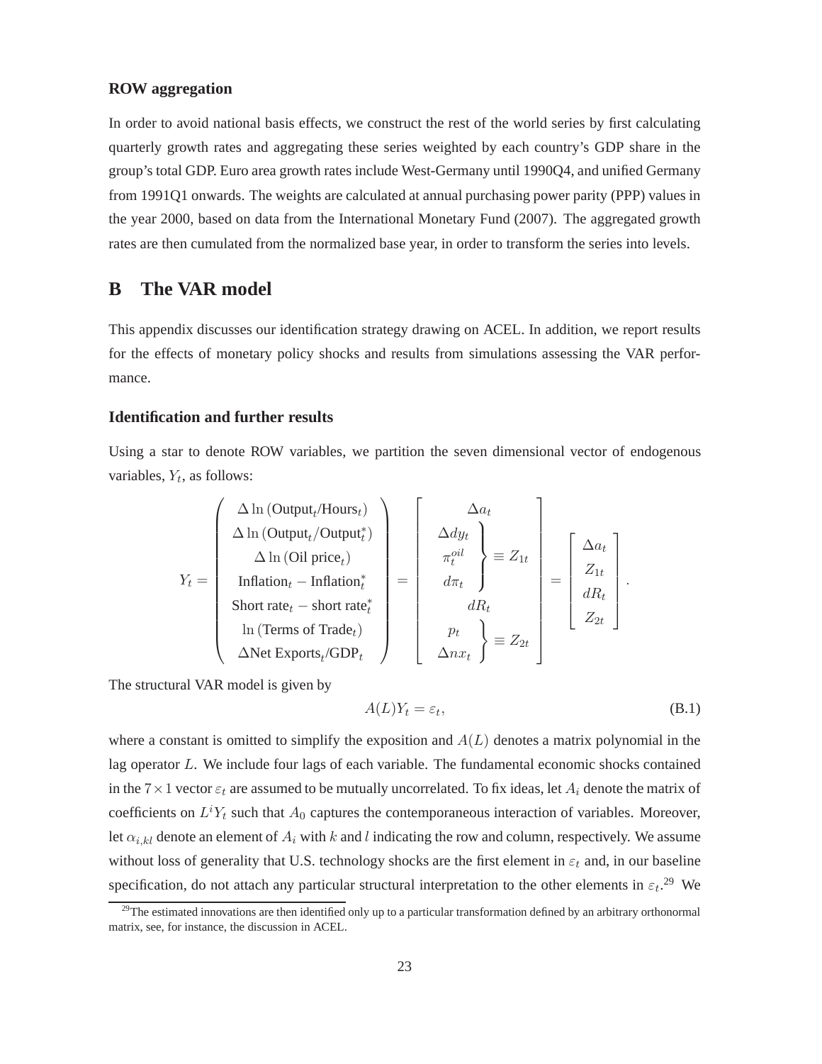### ROW aggregation

In order to avoid national basis effects, we construct the rest of the world series by first calculating quarterly growth rates and aggregating these series weighted by each country's GDP share in the group's total GDP. Euro area growth rates include West-Germany until 1990Q4, and unified Germany from 1991Q1 onwards. The weights are calculated at annual purchasing power parity (PPP) values in the year 2000, based on data from the International Monetary Fund (2007). The aggregated growth rates are then cumulated from the normalized base year, in order to transform the series into levels.

## B The VAR model

This appendix discusses our identification strategy drawing on ACEL. In addition, we report results for the effects of monetary policy shocks and results from simulations assessing the VAR performance.

### Identification and further results

Using a star to denote ROW variables, we partition the seven dimensional vector of endogenous variables, $Y_t$, as follows:

$$
Y_t = \begin{pmatrix} \Delta \ln (\text{Output}_t/\text{Hours}_t) \\ \Delta \ln (\text{Output}_t/\text{Output}_t^*) \\ \Delta \ln (\text{Oil price}_t) \\ \text{Inflation}_t - \text{Inflation}_t^* \\ \text{Short rate}_t - \text{short rate}_t^* \\ \ln (\text{Terms of Trade}_t) \\ \Delta \text{Net Exports}_t/\text{GDP}_t \end{pmatrix} = \begin{bmatrix} \Delta a_t \\ \left.\begin{matrix} \Delta dy_t \\ \pi_t^{oil} \\ d\pi_t \end{matrix}\right\} \equiv Z_{1t} \\ dR_t \\ \left.\begin{matrix} p_t \\ \Delta nx_t \end{matrix}\right\} \equiv Z_{2t} \end{bmatrix} = \begin{bmatrix} \Delta a_t \\ Z_{1t} \\ dR_t \\ Z_{2t} \end{bmatrix}.
$$

The structural VAR model is given by

$$
A(L)Y_t = \varepsilon_t, \tag{B.1}
$$

where a constant is omitted to simplify the exposition and $A(L)$ denotes a matrix polynomial in the lag operator $L$. We include four lags of each variable. The fundamental economic shocks contained in the $7 \times 1$ vector $\varepsilon_t$ are assumed to be mutually uncorrelated. To fix ideas, let $A_i$ denote the matrix of coefficients on $L^i Y_t$ such that $A_0$ captures the contemporaneous interaction of variables. Moreover, let $\alpha_{i,kl}$ denote an element of $A_i$ with $k$ and $l$ indicating the row and column, respectively. We assume without loss of generality that U.S. technology shocks are the first element in $\varepsilon_t$ and, in our baseline specification, do not attach any particular structural interpretation to the other elements in $\varepsilon_t$.[29] We

[29] The estimated innovations are then identified only up to a particular transformation defined by an arbitrary orthonormal matrix, see, for instance, the discussion in ACEL.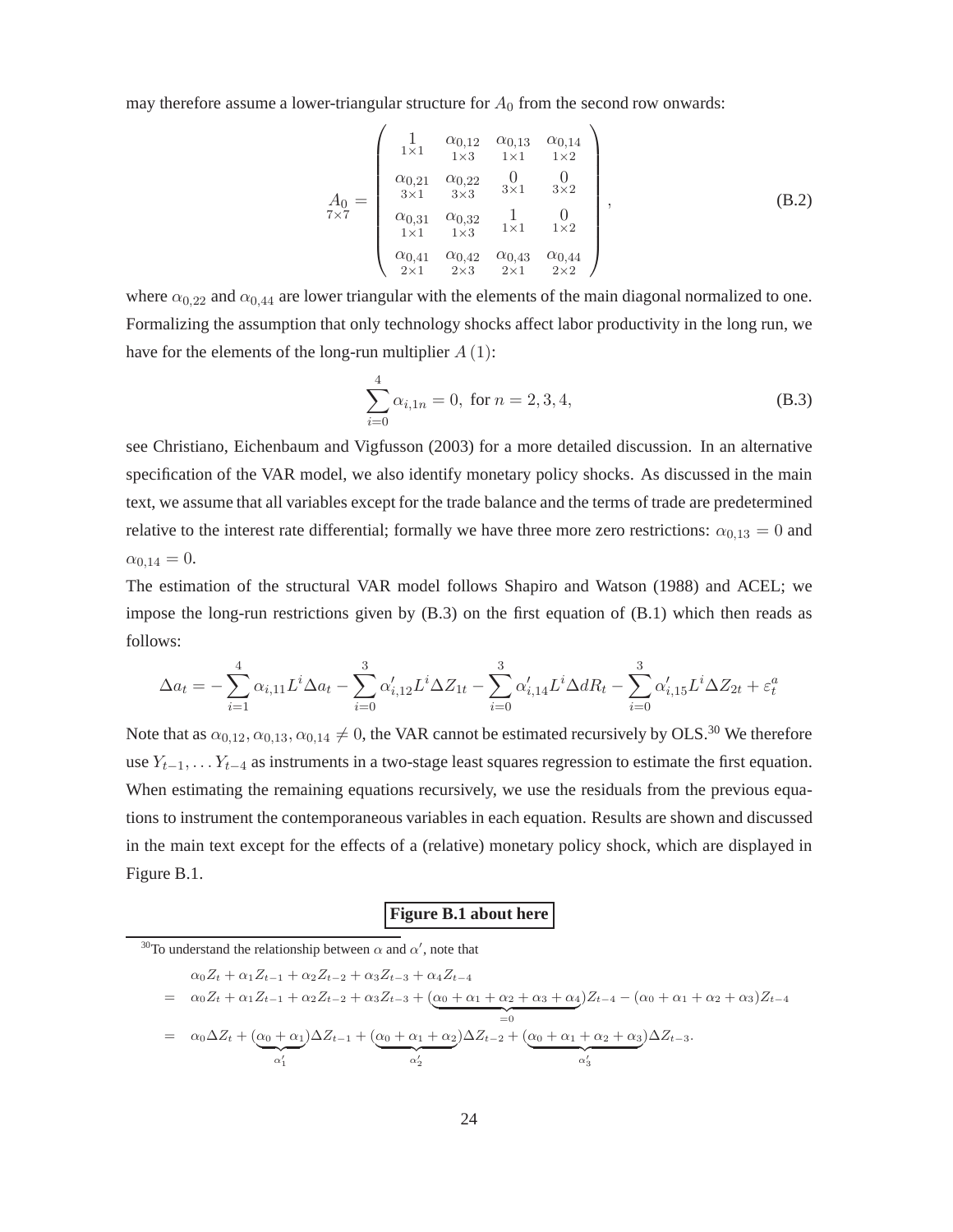may therefore assume a lower-triangular structure for $A_0$ from the second row onwards:

$$\underset{7\times 7}{A_0} = \begin{pmatrix} \underset{1\times 1}{1} & \underset{1\times 3}{\alpha_{0,12}} & \underset{1\times 1}{\alpha_{0,13}} & \underset{1\times 2}{\alpha_{0,14}} \\ \underset{3\times 1}{\alpha_{0,21}} & \underset{3\times 3}{\alpha_{0,22}} & \underset{3\times 1}{0} & \underset{3\times 2}{0} \\ \underset{1\times 1}{\alpha_{0,31}} & \underset{1\times 3}{\alpha_{0,32}} & \underset{1\times 1}{1} & \underset{1\times 2}{0} \\ \underset{2\times 1}{\alpha_{0,41}} & \underset{2\times 3}{\alpha_{0,42}} & \underset{2\times 1}{\alpha_{0,43}} & \underset{2\times 2}{\alpha_{0,44}} \end{pmatrix}, \tag{B.2}$$

where $\alpha_{0,22}$ and $\alpha_{0,44}$ are lower triangular with the elements of the main diagonal normalized to one. Formalizing the assumption that only technology shocks affect labor productivity in the long run, we have for the elements of the long-run multiplier $A(1)$:

$$\sum_{i=0}^{4} \alpha_{i,1n} = 0, \text{ for } n = 2, 3, 4, \tag{B.3}$$

see Christiano, Eichenbaum and Vigfusson (2003) for a more detailed discussion. In an alternative specification of the VAR model, we also identify monetary policy shocks. As discussed in the main text, we assume that all variables except for the trade balance and the terms of trade are predetermined relative to the interest rate differential; formally we have three more zero restrictions: $\alpha_{0,13} = 0$ and $\alpha_{0,14} = 0$.

The estimation of the structural VAR model follows Shapiro and Watson (1988) and ACEL; we impose the long-run restrictions given by (B.3) on the first equation of (B.1) which then reads as follows:

$$\Delta a_t = -\sum_{i=1}^{4} \alpha_{i,11} L^i \Delta a_t - \sum_{i=0}^{3} \alpha'_{i,12} L^i \Delta Z_{1t} - \sum_{i=0}^{3} \alpha'_{i,14} L^i \Delta dR_t - \sum_{i=0}^{3} \alpha'_{i,15} L^i \Delta Z_{2t} + \varepsilon_t^a$$

Note that as $\alpha_{0,12}, \alpha_{0,13}, \alpha_{0,14} \neq 0$, the VAR cannot be estimated recursively by OLS.[30] We therefore use $Y_{t-1}, \ldots Y_{t-4}$ as instruments in a two-stage least squares regression to estimate the first equation. When estimating the remaining equations recursively, we use the residuals from the previous equations to instrument the contemporaneous variables in each equation. Results are shown and discussed in the main text except for the effects of a (relative) monetary policy shock, which are displayed in Figure B.1.

**Figure B.1 about here**

[30] To understand the relationship between $\alpha$ and $\alpha'$, note that

$$\begin{aligned} & \alpha_0 Z_t + \alpha_1 Z_{t-1} + \alpha_2 Z_{t-2} + \alpha_3 Z_{t-3} + \alpha_4 Z_{t-4} \\ = \; & \alpha_0 Z_t + \alpha_1 Z_{t-1} + \alpha_2 Z_{t-2} + \alpha_3 Z_{t-3} + (\underbrace{\alpha_0 + \alpha_1 + \alpha_2 + \alpha_3 + \alpha_4}_{=0}) Z_{t-4} - (\alpha_0 + \alpha_1 + \alpha_2 + \alpha_3) Z_{t-4} \\ = \; & \alpha_0 \Delta Z_t + (\underbrace{\alpha_0 + \alpha_1}_{\alpha'_1}) \Delta Z_{t-1} + (\underbrace{\alpha_0 + \alpha_1 + \alpha_2}_{\alpha'_2}) \Delta Z_{t-2} + (\underbrace{\alpha_0 + \alpha_1 + \alpha_2 + \alpha_3}_{\alpha'_3}) \Delta Z_{t-3}. \end{aligned}$$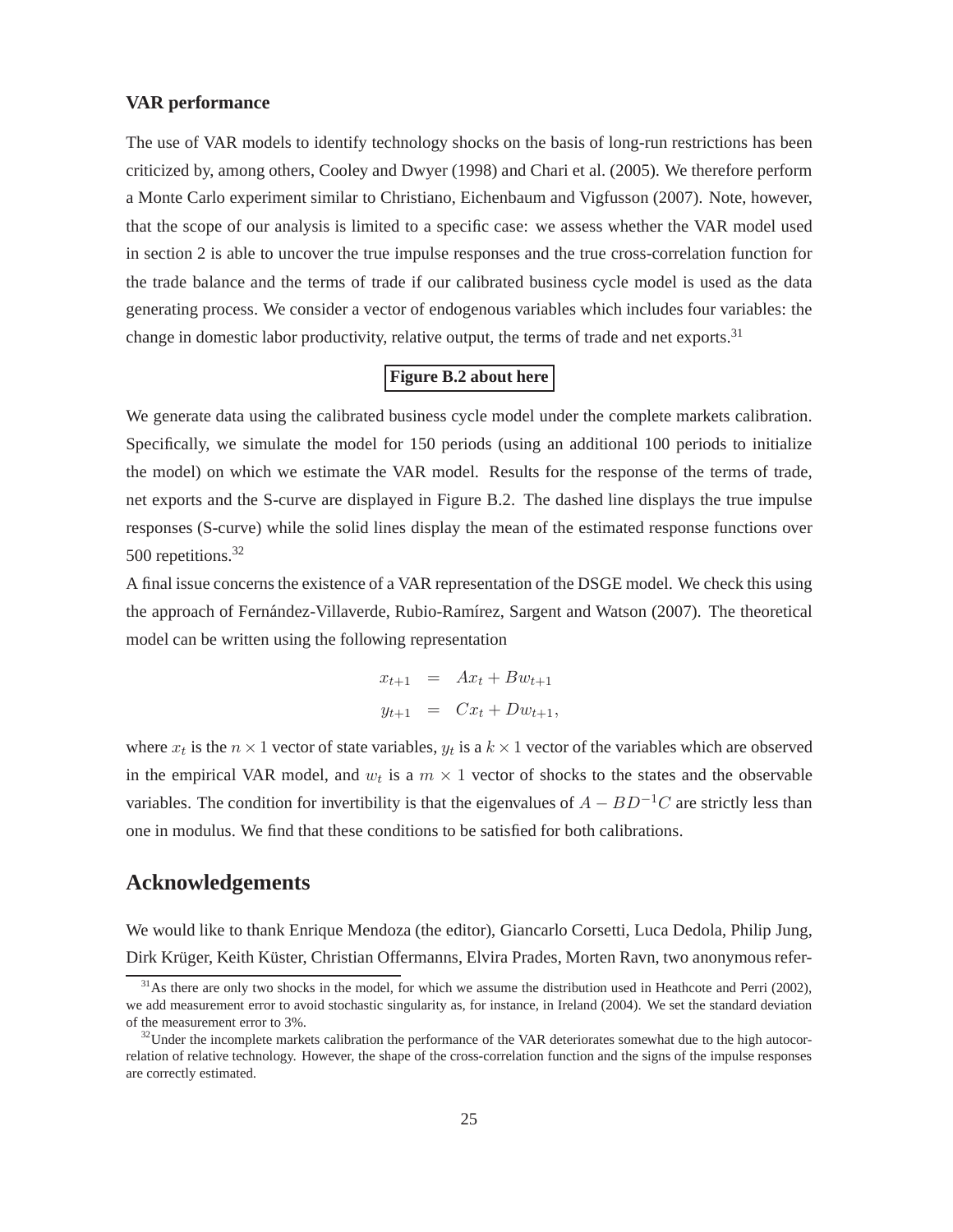### VAR performance

The use of VAR models to identify technology shocks on the basis of long-run restrictions has been criticized by, among others, Cooley and Dwyer (1998) and Chari et al. (2005). We therefore perform a Monte Carlo experiment similar to Christiano, Eichenbaum and Vigfusson (2007). Note, however, that the scope of our analysis is limited to a specific case: we assess whether the VAR model used in section 2 is able to uncover the true impulse responses and the true cross-correlation function for the trade balance and the terms of trade if our calibrated business cycle model is used as the data generating process. We consider a vector of endogenous variables which includes four variables: the change in domestic labor productivity, relative output, the terms of trade and net exports.[31]

**Figure B.2 about here**

We generate data using the calibrated business cycle model under the complete markets calibration. Specifically, we simulate the model for 150 periods (using an additional 100 periods to initialize the model) on which we estimate the VAR model. Results for the response of the terms of trade, net exports and the S-curve are displayed in Figure B.2. The dashed line displays the true impulse responses (S-curve) while the solid lines display the mean of the estimated response functions over 500 repetitions.[32]

A final issue concerns the existence of a VAR representation of the DSGE model. We check this using the approach of Fernández-Villaverde, Rubio-Ramírez, Sargent and Watson (2007). The theoretical model can be written using the following representation

$$
\begin{aligned}
x_{t+1} &= Ax_t + Bw_{t+1} \\
y_{t+1} &= Cx_t + Dw_{t+1},
\end{aligned}
$$

where $x_t$ is the $n \times 1$ vector of state variables, $y_t$ is a $k \times 1$ vector of the variables which are observed in the empirical VAR model, and $w_t$ is a $m \times 1$ vector of shocks to the states and the observable variables. The condition for invertibility is that the eigenvalues of $A - BD^{-1}C$ are strictly less than one in modulus. We find that these conditions to be satisfied for both calibrations.

## Acknowledgements

We would like to thank Enrique Mendoza (the editor), Giancarlo Corsetti, Luca Dedola, Philip Jung, Dirk Krüger, Keith Küster, Christian Offermanns, Elvira Prades, Morten Ravn, two anonymous refer-

[31] As there are only two shocks in the model, for which we assume the distribution used in Heathcote and Perri (2002), we add measurement error to avoid stochastic singularity as, for instance, in Ireland (2004). We set the standard deviation of the measurement error to 3%.

[32] Under the incomplete markets calibration the performance of the VAR deteriorates somewhat due to the high autocorrelation of relative technology. However, the shape of the cross-correlation function and the signs of the impulse responses are correctly estimated.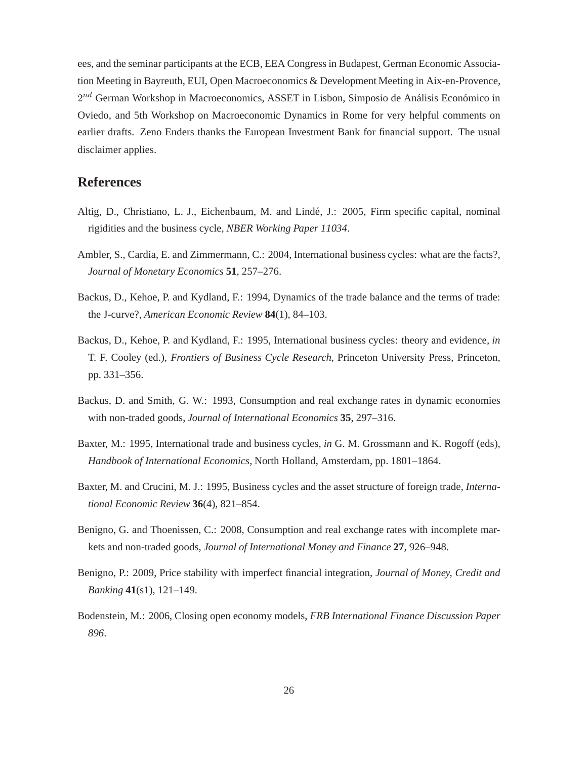ees, and the seminar participants at the ECB, EEA Congress in Budapest, German Economic Association Meeting in Bayreuth, EUI, Open Macroeconomics & Development Meeting in Aix-en-Provence, $2^{nd}$ German Workshop in Macroeconomics, ASSET in Lisbon, Simposio de Análisis Económico in Oviedo, and 5th Workshop on Macroeconomic Dynamics in Rome for very helpful comments on earlier drafts. Zeno Enders thanks the European Investment Bank for financial support. The usual disclaimer applies.

## References

Altig, D., Christiano, L. J., Eichenbaum, M. and Lindé, J.: 2005, Firm specific capital, nominal rigidities and the business cycle, *NBER Working Paper 11034*.

Ambler, S., Cardia, E. and Zimmermann, C.: 2004, International business cycles: what are the facts?, *Journal of Monetary Economics* **51**, 257–276.

Backus, D., Kehoe, P. and Kydland, F.: 1994, Dynamics of the trade balance and the terms of trade: the J-curve?, *American Economic Review* **84**(1), 84–103.

Backus, D., Kehoe, P. and Kydland, F.: 1995, International business cycles: theory and evidence, *in* T. F. Cooley (ed.), *Frontiers of Business Cycle Research*, Princeton University Press, Princeton, pp. 331–356.

Backus, D. and Smith, G. W.: 1993, Consumption and real exchange rates in dynamic economies with non-traded goods, *Journal of International Economics* **35**, 297–316.

Baxter, M.: 1995, International trade and business cycles, *in* G. M. Grossmann and K. Rogoff (eds), *Handbook of International Economics*, North Holland, Amsterdam, pp. 1801–1864.

Baxter, M. and Crucini, M. J.: 1995, Business cycles and the asset structure of foreign trade, *International Economic Review* **36**(4), 821–854.

Benigno, G. and Thoenissen, C.: 2008, Consumption and real exchange rates with incomplete markets and non-traded goods, *Journal of International Money and Finance* **27**, 926–948.

Benigno, P.: 2009, Price stability with imperfect financial integration, *Journal of Money, Credit and Banking* **41**(s1), 121–149.

Bodenstein, M.: 2006, Closing open economy models, *FRB International Finance Discussion Paper 896*.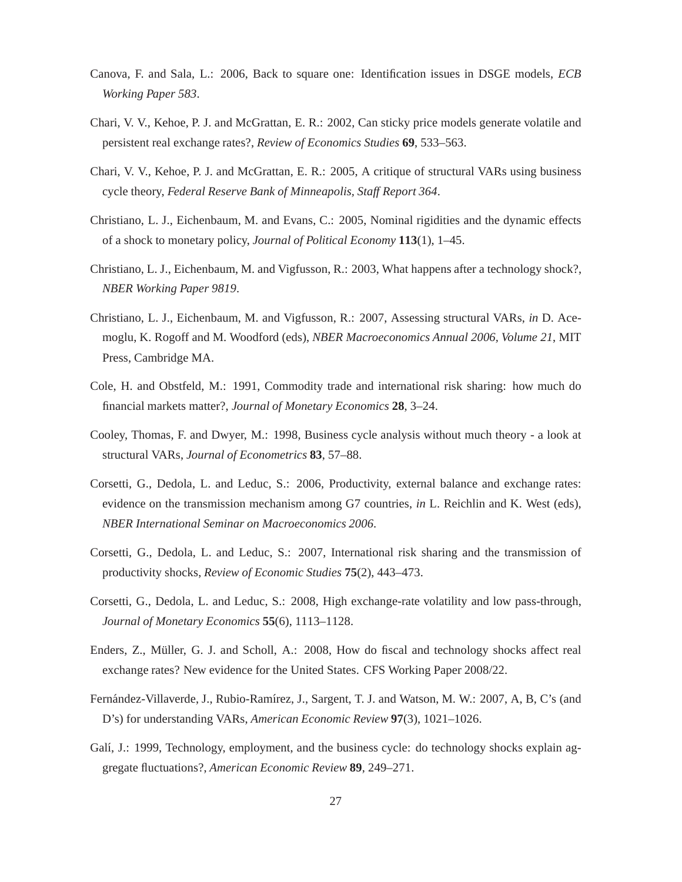Canova, F. and Sala, L.: 2006, Back to square one: Identification issues in DSGE models, *ECB Working Paper 583*.

Chari, V. V., Kehoe, P. J. and McGrattan, E. R.: 2002, Can sticky price models generate volatile and persistent real exchange rates?, *Review of Economics Studies* **69**, 533–563.

Chari, V. V., Kehoe, P. J. and McGrattan, E. R.: 2005, A critique of structural VARs using business cycle theory, *Federal Reserve Bank of Minneapolis, Staff Report 364*.

Christiano, L. J., Eichenbaum, M. and Evans, C.: 2005, Nominal rigidities and the dynamic effects of a shock to monetary policy, *Journal of Political Economy* **113**(1), 1–45.

Christiano, L. J., Eichenbaum, M. and Vigfusson, R.: 2003, What happens after a technology shock?, *NBER Working Paper 9819*.

Christiano, L. J., Eichenbaum, M. and Vigfusson, R.: 2007, Assessing structural VARs, *in* D. Acemoglu, K. Rogoff and M. Woodford (eds), *NBER Macroeconomics Annual 2006, Volume 21*, MIT Press, Cambridge MA.

Cole, H. and Obstfeld, M.: 1991, Commodity trade and international risk sharing: how much do financial markets matter?, *Journal of Monetary Economics* **28**, 3–24.

Cooley, Thomas, F. and Dwyer, M.: 1998, Business cycle analysis without much theory - a look at structural VARs, *Journal of Econometrics* **83**, 57–88.

Corsetti, G., Dedola, L. and Leduc, S.: 2006, Productivity, external balance and exchange rates: evidence on the transmission mechanism among G7 countries, *in* L. Reichlin and K. West (eds), *NBER International Seminar on Macroeconomics 2006*.

Corsetti, G., Dedola, L. and Leduc, S.: 2007, International risk sharing and the transmission of productivity shocks, *Review of Economic Studies* **75**(2), 443–473.

Corsetti, G., Dedola, L. and Leduc, S.: 2008, High exchange-rate volatility and low pass-through, *Journal of Monetary Economics* **55**(6), 1113–1128.

Enders, Z., Müller, G. J. and Scholl, A.: 2008, How do fiscal and technology shocks affect real exchange rates? New evidence for the United States. CFS Working Paper 2008/22.

Fernández-Villaverde, J., Rubio-Ramírez, J., Sargent, T. J. and Watson, M. W.: 2007, A, B, C's (and D's) for understanding VARs, *American Economic Review* **97**(3), 1021–1026.

Galí, J.: 1999, Technology, employment, and the business cycle: do technology shocks explain aggregate fluctuations?, *American Economic Review* **89**, 249–271.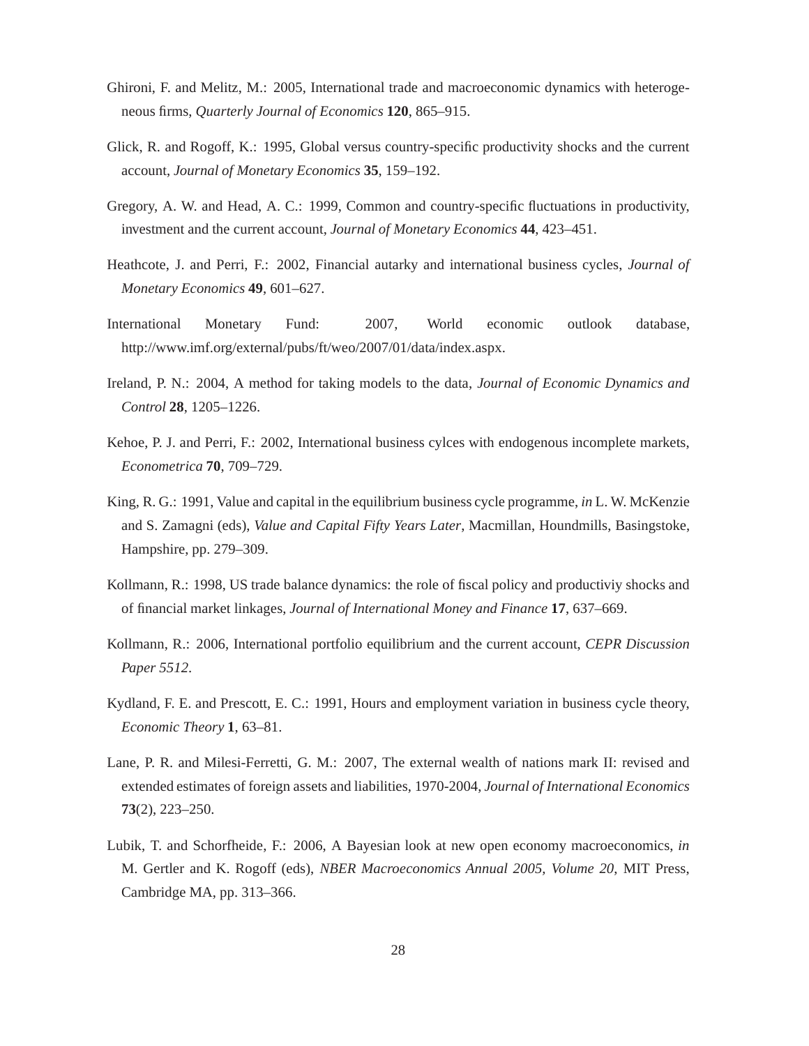Ghironi, F. and Melitz, M.: 2005, International trade and macroeconomic dynamics with heterogeneous firms, *Quarterly Journal of Economics* **120**, 865–915.

Glick, R. and Rogoff, K.: 1995, Global versus country-specific productivity shocks and the current account, *Journal of Monetary Economics* **35**, 159–192.

Gregory, A. W. and Head, A. C.: 1999, Common and country-specific fluctuations in productivity, investment and the current account, *Journal of Monetary Economics* **44**, 423–451.

Heathcote, J. and Perri, F.: 2002, Financial autarky and international business cycles, *Journal of Monetary Economics* **49**, 601–627.

International Monetary Fund: 2007, World economic outlook database, http://www.imf.org/external/pubs/ft/weo/2007/01/data/index.aspx.

Ireland, P. N.: 2004, A method for taking models to the data, *Journal of Economic Dynamics and Control* **28**, 1205–1226.

Kehoe, P. J. and Perri, F.: 2002, International business cylces with endogenous incomplete markets, *Econometrica* **70**, 709–729.

King, R. G.: 1991, Value and capital in the equilibrium business cycle programme, *in* L. W. McKenzie and S. Zamagni (eds), *Value and Capital Fifty Years Later*, Macmillan, Houndmills, Basingstoke, Hampshire, pp. 279–309.

Kollmann, R.: 1998, US trade balance dynamics: the role of fiscal policy and productiviy shocks and of financial market linkages, *Journal of International Money and Finance* **17**, 637–669.

Kollmann, R.: 2006, International portfolio equilibrium and the current account, *CEPR Discussion Paper 5512*.

Kydland, F. E. and Prescott, E. C.: 1991, Hours and employment variation in business cycle theory, *Economic Theory* **1**, 63–81.

Lane, P. R. and Milesi-Ferretti, G. M.: 2007, The external wealth of nations mark II: revised and extended estimates of foreign assets and liabilities, 1970-2004, *Journal of International Economics* **73**(2), 223–250.

Lubik, T. and Schorfheide, F.: 2006, A Bayesian look at new open economy macroeconomics, *in* M. Gertler and K. Rogoff (eds), *NBER Macroeconomics Annual 2005, Volume 20*, MIT Press, Cambridge MA, pp. 313–366.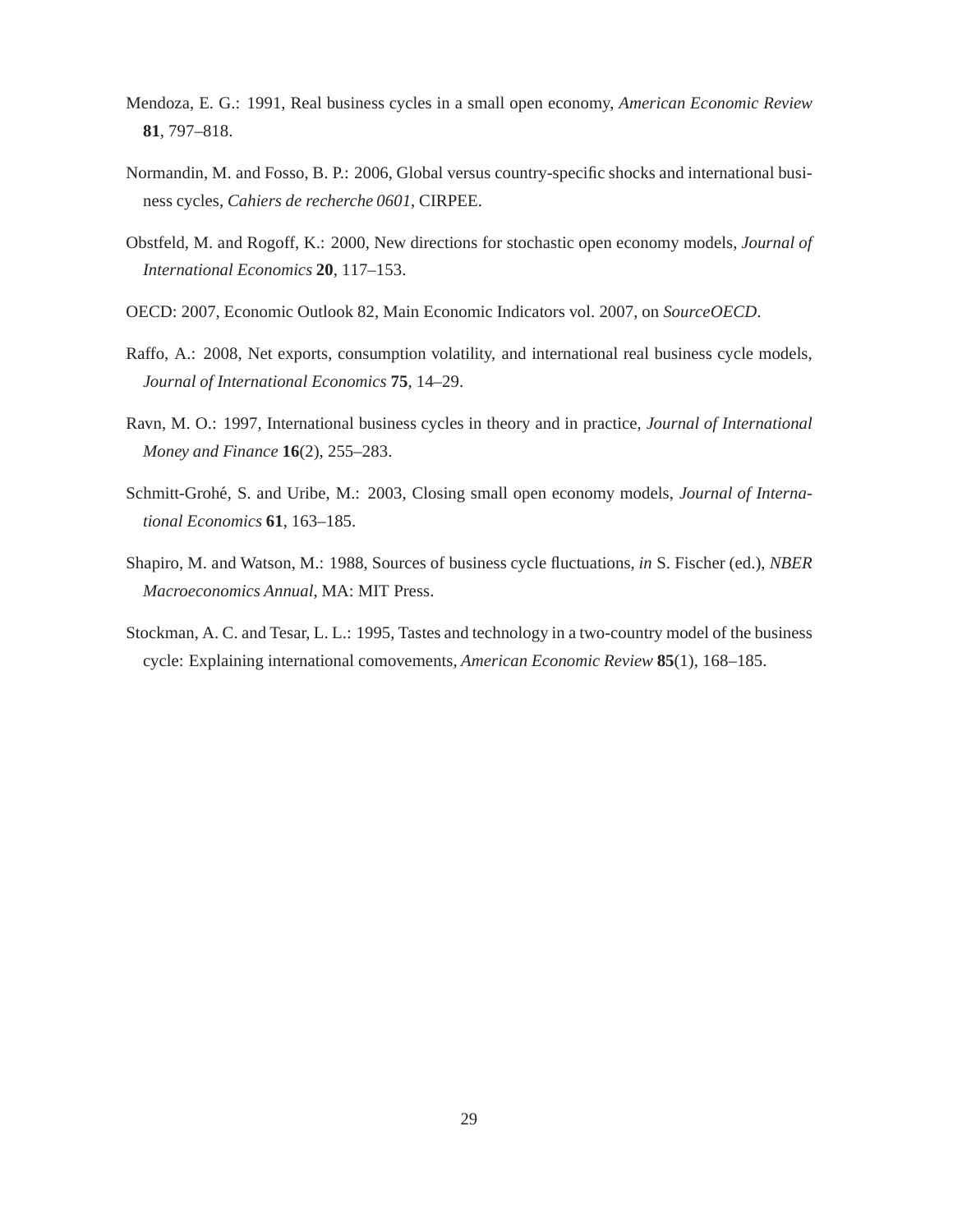Mendoza, E. G.: 1991, Real business cycles in a small open economy, *American Economic Review* **81**, 797–818.

Normandin, M. and Fosso, B. P.: 2006, Global versus country-specific shocks and international business cycles, *Cahiers de recherche 0601*, CIRPEE.

Obstfeld, M. and Rogoff, K.: 2000, New directions for stochastic open economy models, *Journal of International Economics* **20**, 117–153.

OECD: 2007, Economic Outlook 82, Main Economic Indicators vol. 2007, on *SourceOECD*.

Raffo, A.: 2008, Net exports, consumption volatility, and international real business cycle models, *Journal of International Economics* **75**, 14–29.

Ravn, M. O.: 1997, International business cycles in theory and in practice, *Journal of International Money and Finance* **16**(2), 255–283.

Schmitt-Grohé, S. and Uribe, M.: 2003, Closing small open economy models, *Journal of International Economics* **61**, 163–185.

Shapiro, M. and Watson, M.: 1988, Sources of business cycle fluctuations, *in* S. Fischer (ed.), *NBER Macroeconomics Annual*, MA: MIT Press.

Stockman, A. C. and Tesar, L. L.: 1995, Tastes and technology in a two-country model of the business cycle: Explaining international comovements, *American Economic Review* **85**(1), 168–185.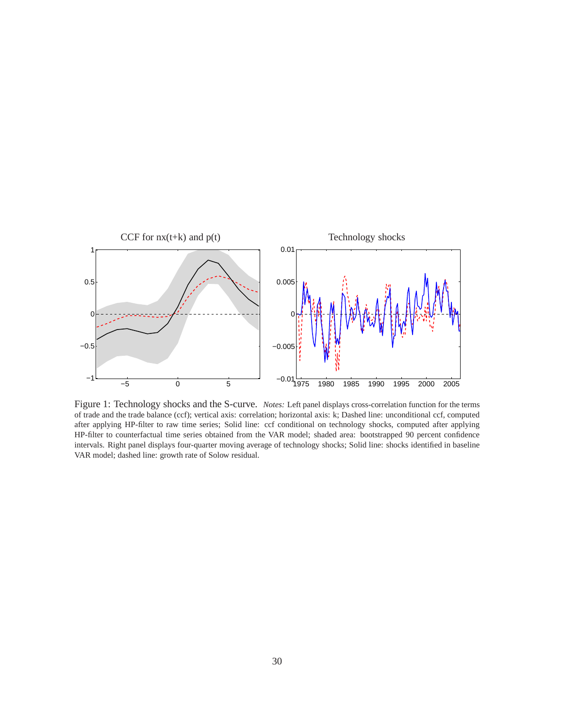Figure 1: Technology shocks and the S-curve. *Notes:* Left panel displays cross-correlation function for the terms of trade and the trade balance (ccf); vertical axis: correlation; horizontal axis: k; Dashed line: unconditional ccf, computed after applying HP-filter to raw time series; Solid line: ccf conditional on technology shocks, computed after applying HP-filter to counterfactual time series obtained from the VAR model; shaded area: bootstrapped 90 percent confidence intervals. Right panel displays four-quarter moving average of technology shocks; Solid line: shocks identified in baseline VAR model; dashed line: growth rate of Solow residual.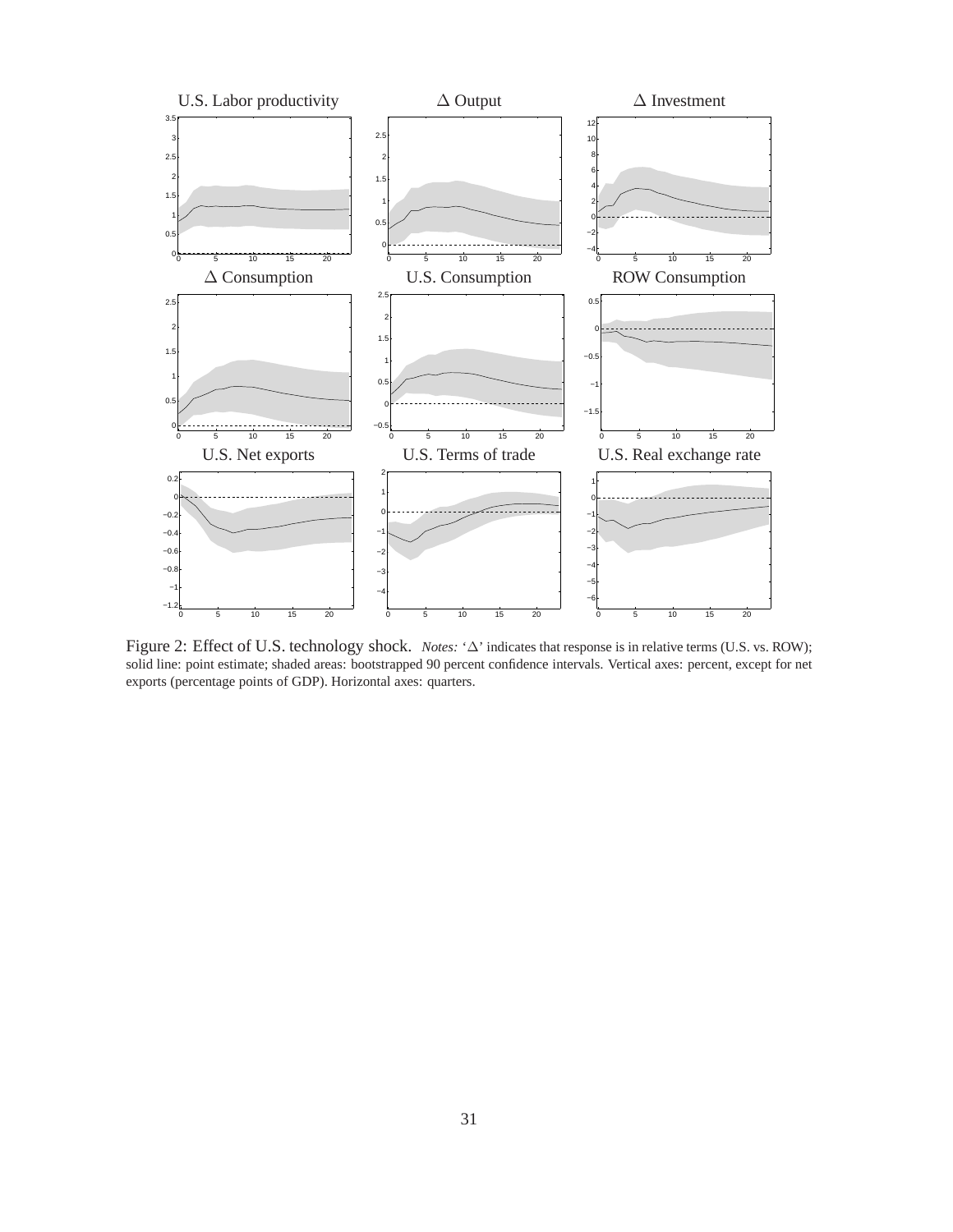Figure 2: Effect of U.S. technology shock. *Notes:* '$\Delta$' indicates that response is in relative terms (U.S. vs. ROW); solid line: point estimate; shaded areas: bootstrapped 90 percent confidence intervals. Vertical axes: percent, except for net exports (percentage points of GDP). Horizontal axes: quarters.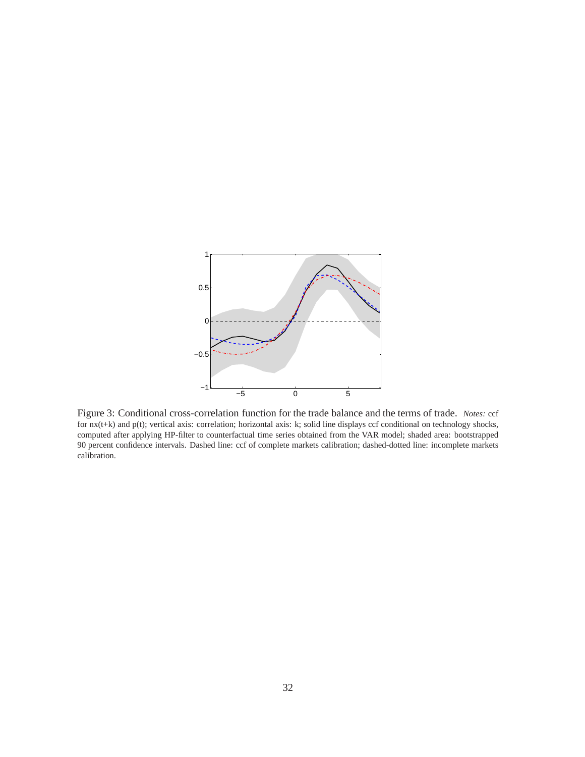Figure 3: Conditional cross-correlation function for the trade balance and the terms of trade. *Notes:* ccf for nx(t+k) and p(t); vertical axis: correlation; horizontal axis: k; solid line displays ccf conditional on technology shocks, computed after applying HP-filter to counterfactual time series obtained from the VAR model; shaded area: bootstrapped 90 percent confidence intervals. Dashed line: ccf of complete markets calibration; dashed-dotted line: incomplete markets calibration.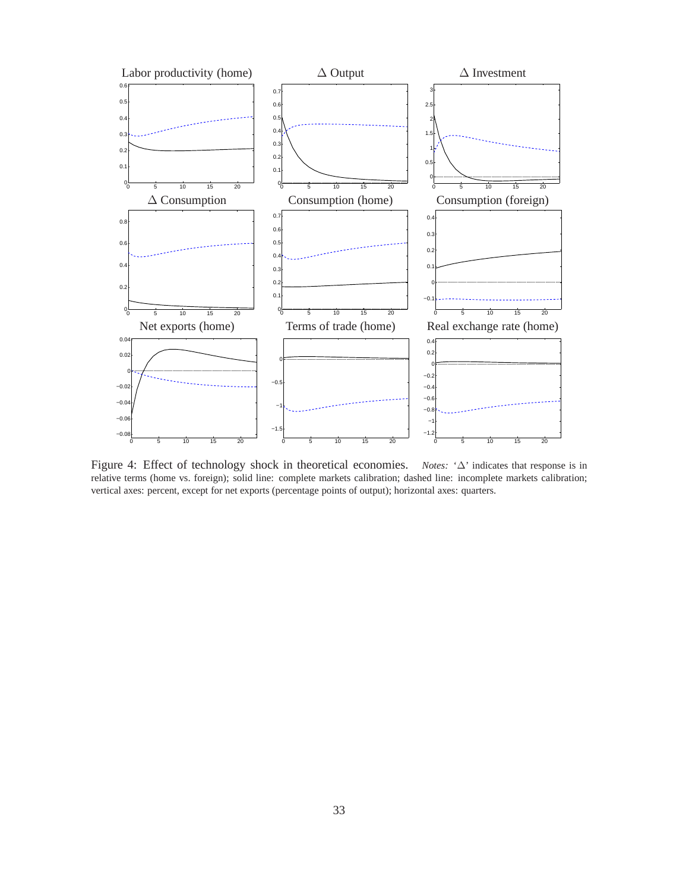Figure 4: Effect of technology shock in theoretical economies. *Notes:* '$\Delta$' indicates that response is in relative terms (home vs. foreign); solid line: complete markets calibration; dashed line: incomplete markets calibration; vertical axes: percent, except for net exports (percentage points of output); horizontal axes: quarters.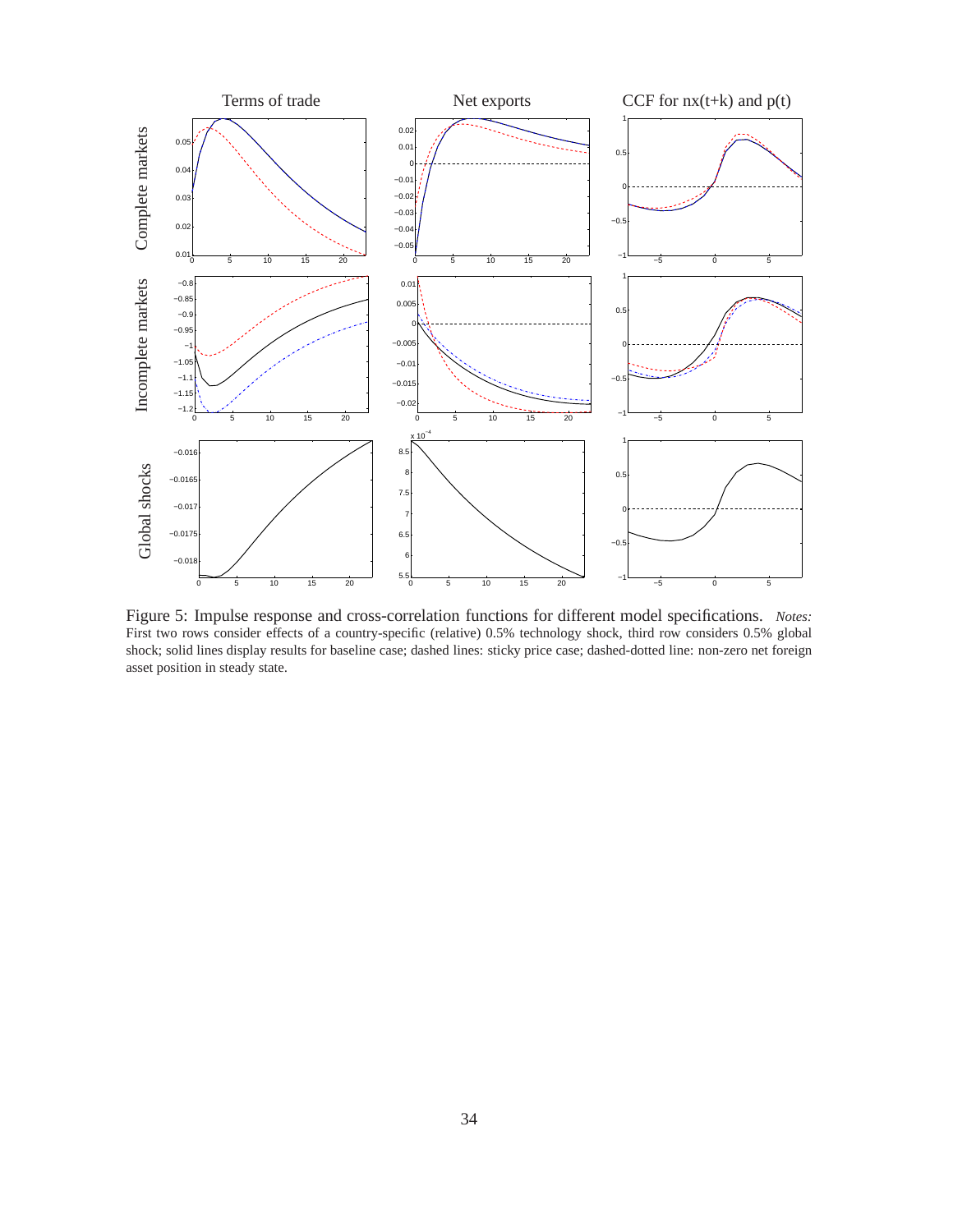Figure 5: Impulse response and cross-correlation functions for different model specifications. *Notes:* First two rows consider effects of a country-specific (relative) 0.5% technology shock, third row considers 0.5% global shock; solid lines display results for baseline case; dashed lines: sticky price case; dashed-dotted line: non-zero net foreign asset position in steady state.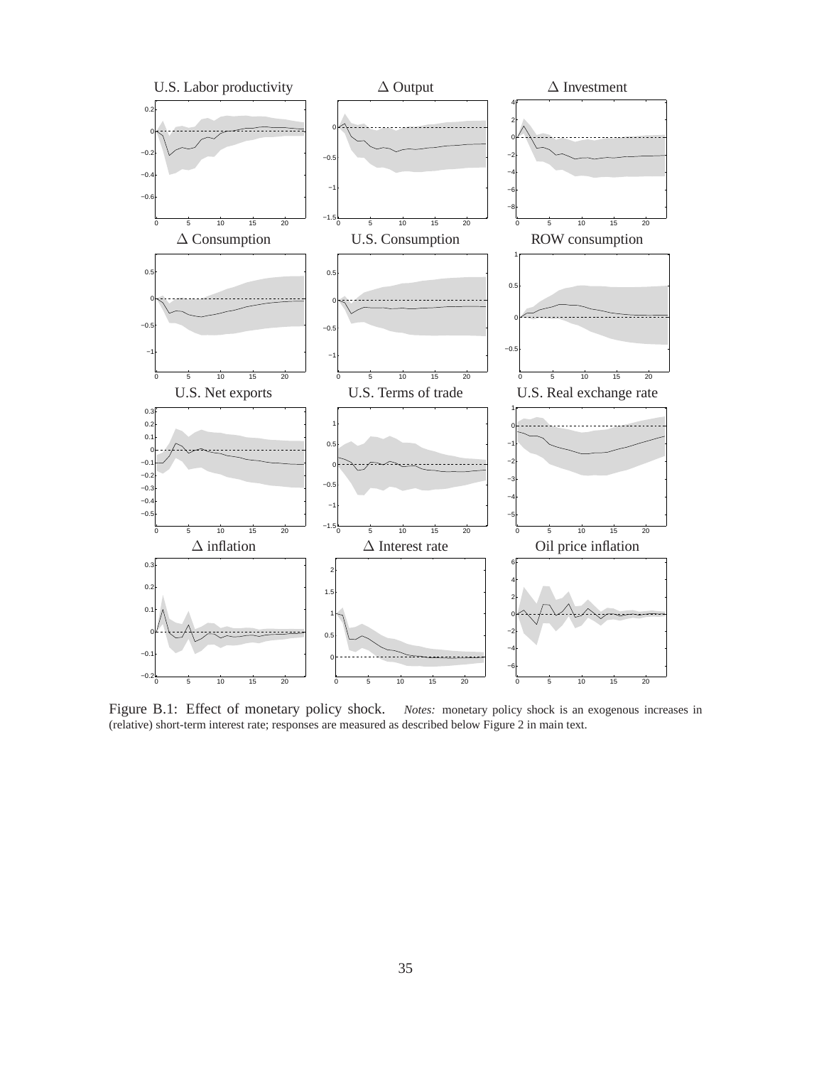Figure B.1: Effect of monetary policy shock. *Notes:* monetary policy shock is an exogenous increases in (relative) short-term interest rate; responses are measured as described below Figure 2 in main text.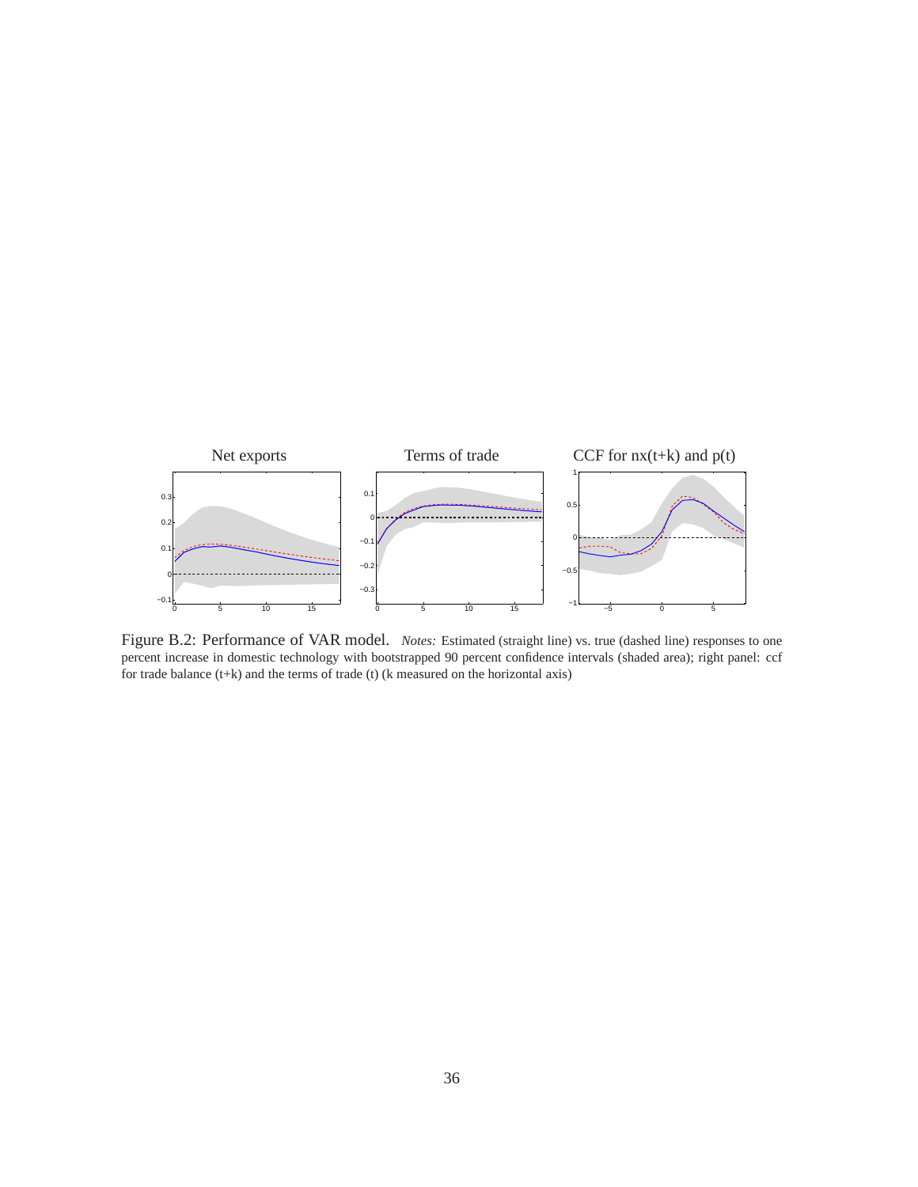Figure B.2: Performance of VAR model. *Notes:* Estimated (straight line) vs. true (dashed line) responses to one percent increase in domestic technology with bootstrapped 90 percent confidence intervals (shaded area); right panel: ccf for trade balance (t+k) and the terms of trade (t) (k measured on the horizontal axis)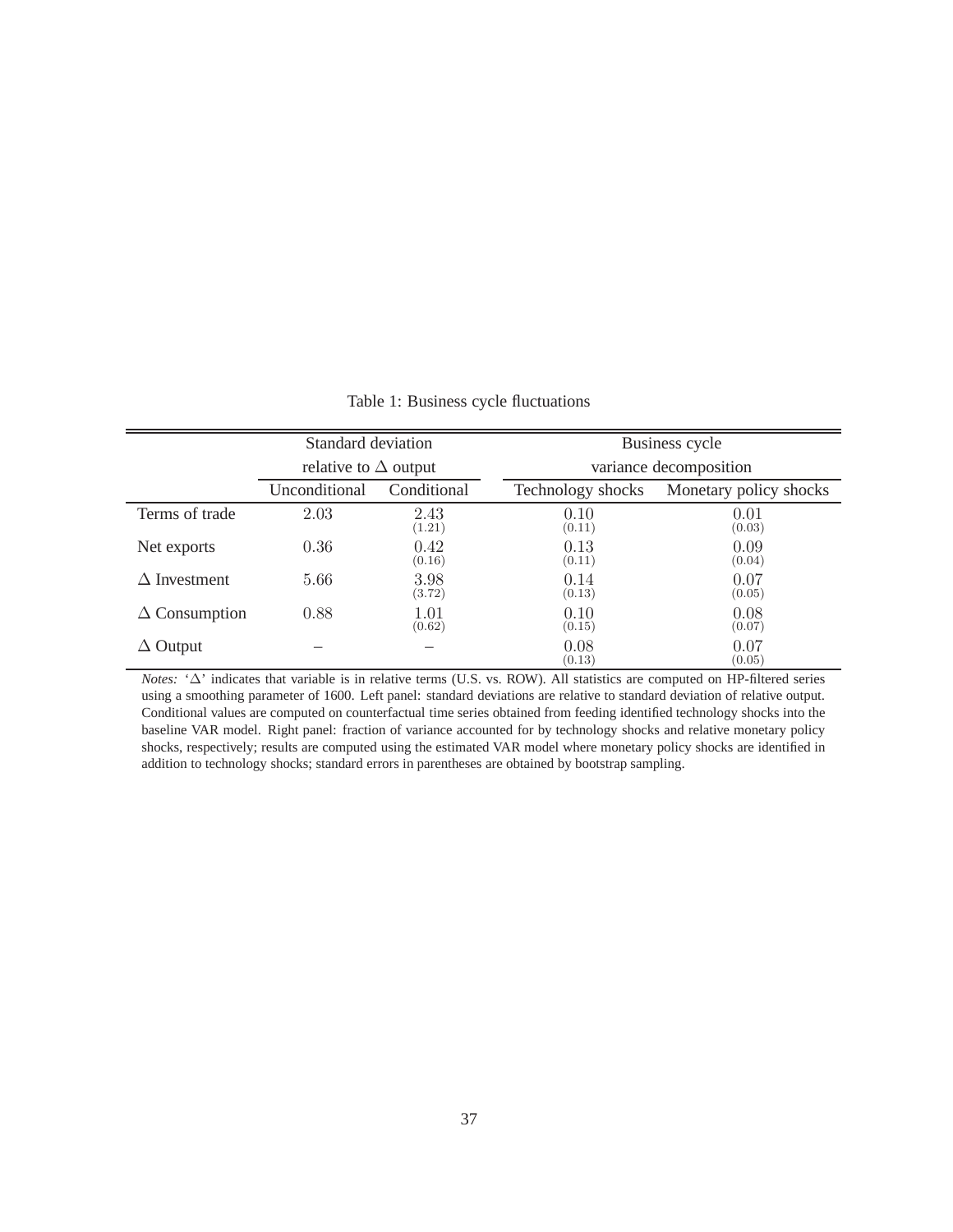Table 1: Business cycle fluctuations

| | Standard deviation relative to $\Delta$ output | | Business cycle variance decomposition | |
|---|---|---|---|---|
| | Unconditional | Conditional | Technology shocks | Monetary policy shocks |
| Terms of trade | 2.03 | 2.43 (1.21) | 0.10 (0.11) | 0.01 (0.03) |
| Net exports | 0.36 | 0.42 (0.16) | 0.13 (0.11) | 0.09 (0.04) |
| $\Delta$ Investment | 5.66 | 3.98 (3.72) | 0.14 (0.13) | 0.07 (0.05) |
| $\Delta$ Consumption | 0.88 | 1.01 (0.62) | 0.10 (0.15) | 0.08 (0.07) |
| $\Delta$ Output | – | – | 0.08 (0.13) | 0.07 (0.05) |

*Notes:* '$\Delta$' indicates that variable is in relative terms (U.S. vs. ROW). All statistics are computed on HP-filtered series using a smoothing parameter of 1600. Left panel: standard deviations are relative to standard deviation of relative output. Conditional values are computed on counterfactual time series obtained from feeding identified technology shocks into the baseline VAR model. Right panel: fraction of variance accounted for by technology shocks and relative monetary policy shocks, respectively; results are computed using the estimated VAR model where monetary policy shocks are identified in addition to technology shocks; standard errors in parentheses are obtained by bootstrap sampling.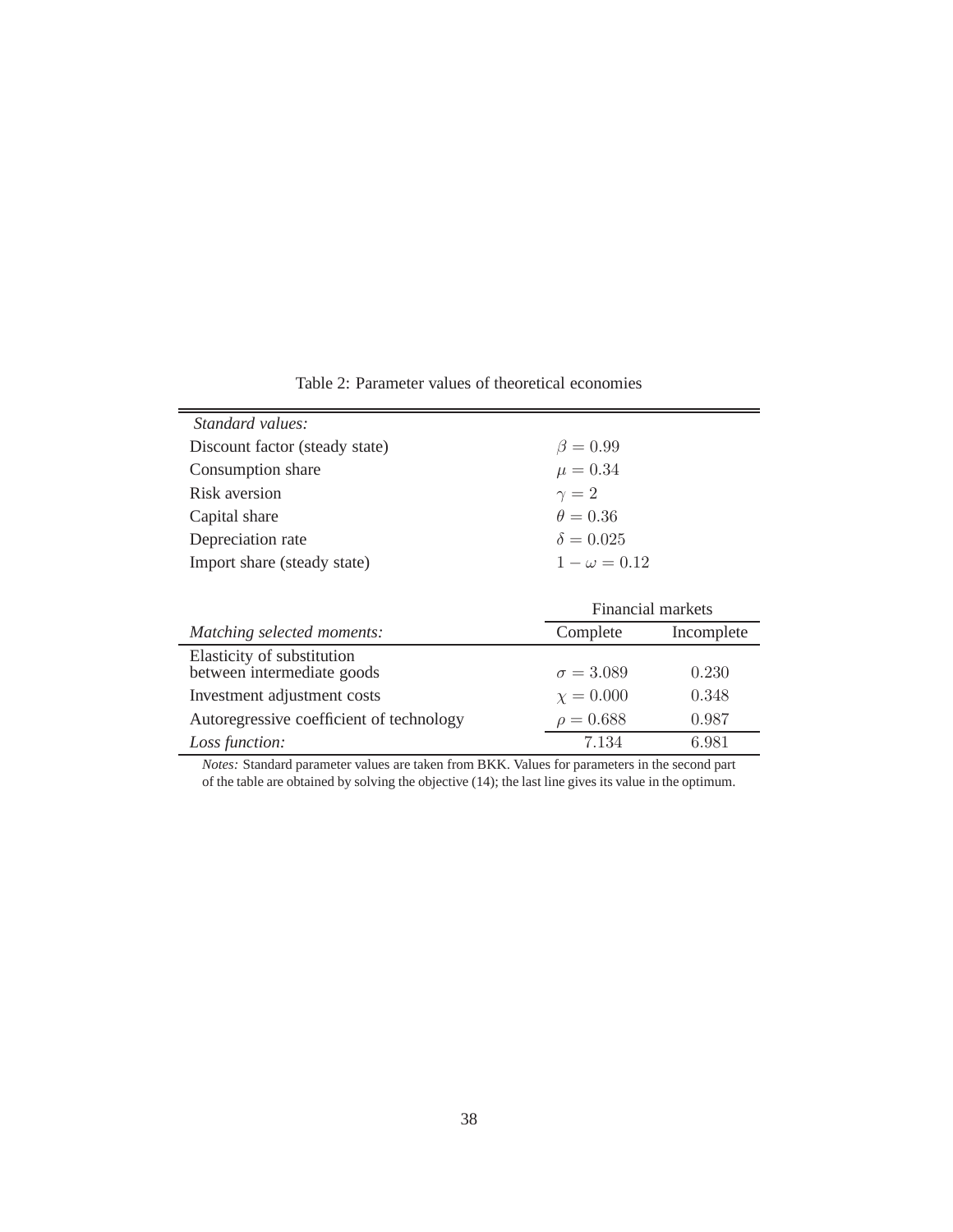Table 2: Parameter values of theoretical economies

| *Standard values:* | | |
|---|---|---|
| Discount factor (steady state) | $\beta = 0.99$ | |
| Consumption share | $\mu = 0.34$ | |
| Risk aversion | $\gamma = 2$ | |
| Capital share | $\theta = 0.36$ | |
| Depreciation rate | $\delta = 0.025$ | |
| Import share (steady state) | $1 - \omega = 0.12$ | |
| | Financial markets | |
| *Matching selected moments:* | Complete | Incomplete |
| Elasticity of substitution between intermediate goods | $\sigma = 3.089$ | $0.230$ |
| Investment adjustment costs | $\chi = 0.000$ | $0.348$ |
| Autoregressive coefficient of technology | $\rho = 0.688$ | $0.987$ |
| *Loss function:* | $7.134$ | $6.981$ |

*Notes:* Standard parameter values are taken from BKK. Values for parameters in the second part of the table are obtained by solving the objective (14); the last line gives its value in the optimum.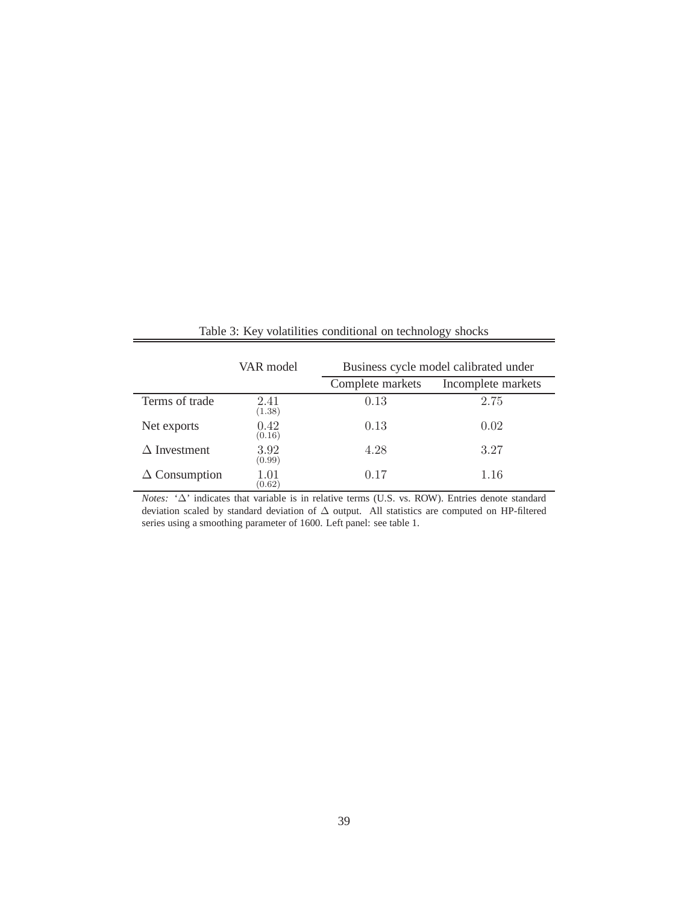Table 3: Key volatilities conditional on technology shocks

| | VAR model | Business cycle model calibrated under | |
|---|---|---|---|
| | | Complete markets | Incomplete markets |
| Terms of trade | 2.41 (1.38) | 0.13 | 2.75 |
| Net exports | 0.42 (0.16) | 0.13 | 0.02 |
| $\Delta$ Investment | 3.92 (0.99) | 4.28 | 3.27 |
| $\Delta$ Consumption | 1.01 (0.62) | 0.17 | 1.16 |

*Notes:* '$\Delta$' indicates that variable is in relative terms (U.S. vs. ROW). Entries denote standard deviation scaled by standard deviation of $\Delta$ output. All statistics are computed on HP-filtered series using a smoothing parameter of 1600. Left panel: see table 1.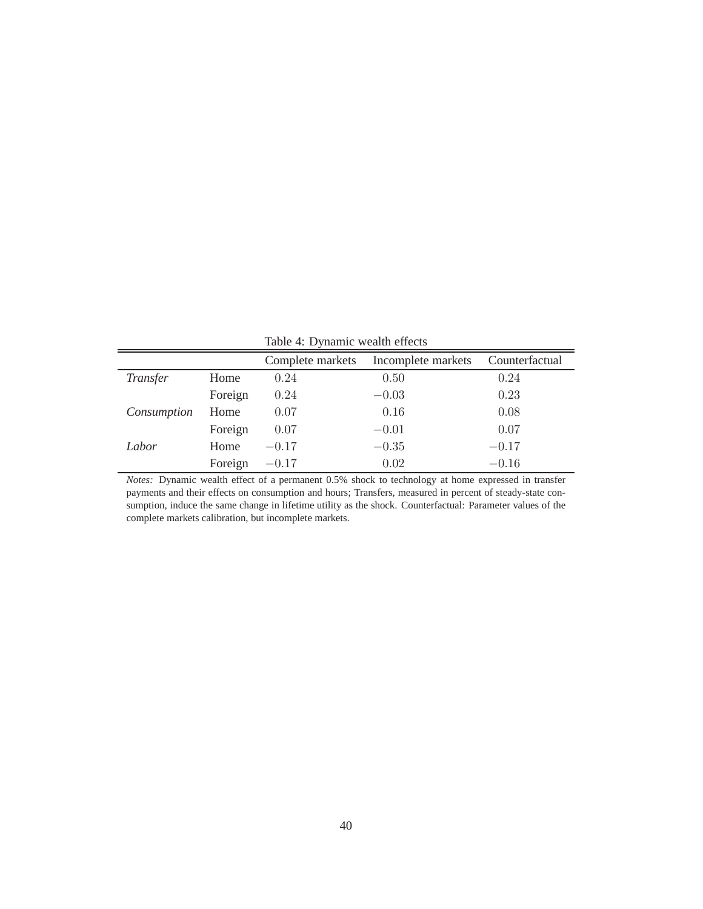Table 4: Dynamic wealth effects

| | | Complete markets | Incomplete markets | Counterfactual |
|---|---|---|---|---|
| *Transfer* | Home | $0.24$ | $0.50$ | $0.24$ |
| | Foreign | $0.24$ | $-0.03$ | $0.23$ |
| *Consumption* | Home | $0.07$ | $0.16$ | $0.08$ |
| | Foreign | $0.07$ | $-0.01$ | $0.07$ |
| *Labor* | Home | $-0.17$ | $-0.35$ | $-0.17$ |
| | Foreign | $-0.17$ | $0.02$ | $-0.16$ |

*Notes:* Dynamic wealth effect of a permanent 0.5% shock to technology at home expressed in transfer payments and their effects on consumption and hours; Transfers, measured in percent of steady-state consumption, induce the same change in lifetime utility as the shock. Counterfactual: Parameter values of the complete markets calibration, but incomplete markets.